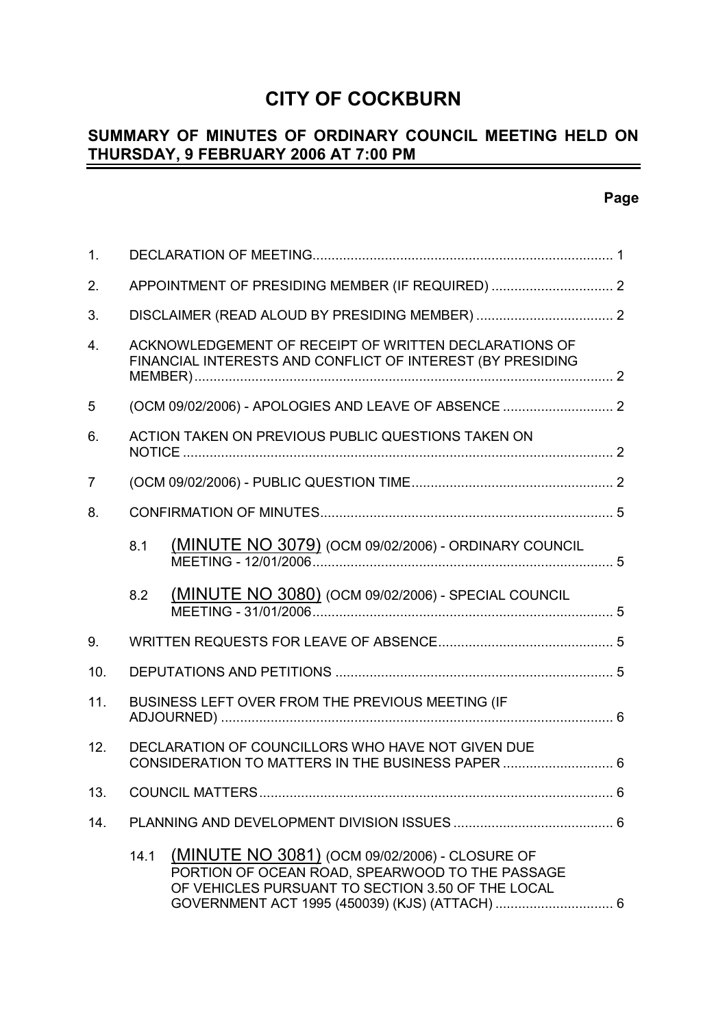# CITY OF COCKBURN

## SUMMARY OF MINUTES OF ORDINARY COUNCIL MEETING HELD ON THURSDAY, 9 FEBRUARY 2006 AT 7:00 PM

**Page**

1. DECLARATION OF MEETING ................................................................. 1
2. APPOINTMENT OF PRESIDING MEMBER (IF REQUIRED) ................................ 2
3. DISCLAIMER (READ ALOUD BY PRESIDING MEMBER) .................................... 2
4. ACKNOWLEDGEMENT OF RECEIPT OF WRITTEN DECLARATIONS OF FINANCIAL INTERESTS AND CONFLICT OF INTEREST (BY PRESIDING MEMBER) ................................................................................................ 2
5. (OCM 09/02/2006) - APOLOGIES AND LEAVE OF ABSENCE ............................ 2
6. ACTION TAKEN ON PREVIOUS PUBLIC QUESTIONS TAKEN ON NOTICE ............................................................................................. 2
7. (OCM 09/02/2006) - PUBLIC QUESTION TIME ................................................... 2
8. CONFIRMATION OF MINUTES ............................................................................ 5
   - 8.1 (MINUTE NO 3079) (OCM 09/02/2006) - ORDINARY COUNCIL MEETING - 12/01/2006 ............................................................................. 5
   - 8.2 (MINUTE NO 3080) (OCM 09/02/2006) - SPECIAL COUNCIL MEETING - 31/01/2006 ............................................................................. 5
9. WRITTEN REQUESTS FOR LEAVE OF ABSENCE .............................................. 5
10. DEPUTATIONS AND PETITIONS ........................................................................ 5
11. BUSINESS LEFT OVER FROM THE PREVIOUS MEETING (IF ADJOURNED) ...................................................................................................... 6
12. DECLARATION OF COUNCILLORS WHO HAVE NOT GIVEN DUE CONSIDERATION TO MATTERS IN THE BUSINESS PAPER ............................ 6
13. COUNCIL MATTERS ............................................................................................ 6
14. PLANNING AND DEVELOPMENT DIVISION ISSUES .......................................... 6
    - 14.1 (MINUTE NO 3081) (OCM 09/02/2006) - CLOSURE OF PORTION OF OCEAN ROAD, SPEARWOOD TO THE PASSAGE OF VEHICLES PURSUANT TO SECTION 3.50 OF THE LOCAL GOVERNMENT ACT 1995 (450039) (KJS) (ATTACH) ............................... 6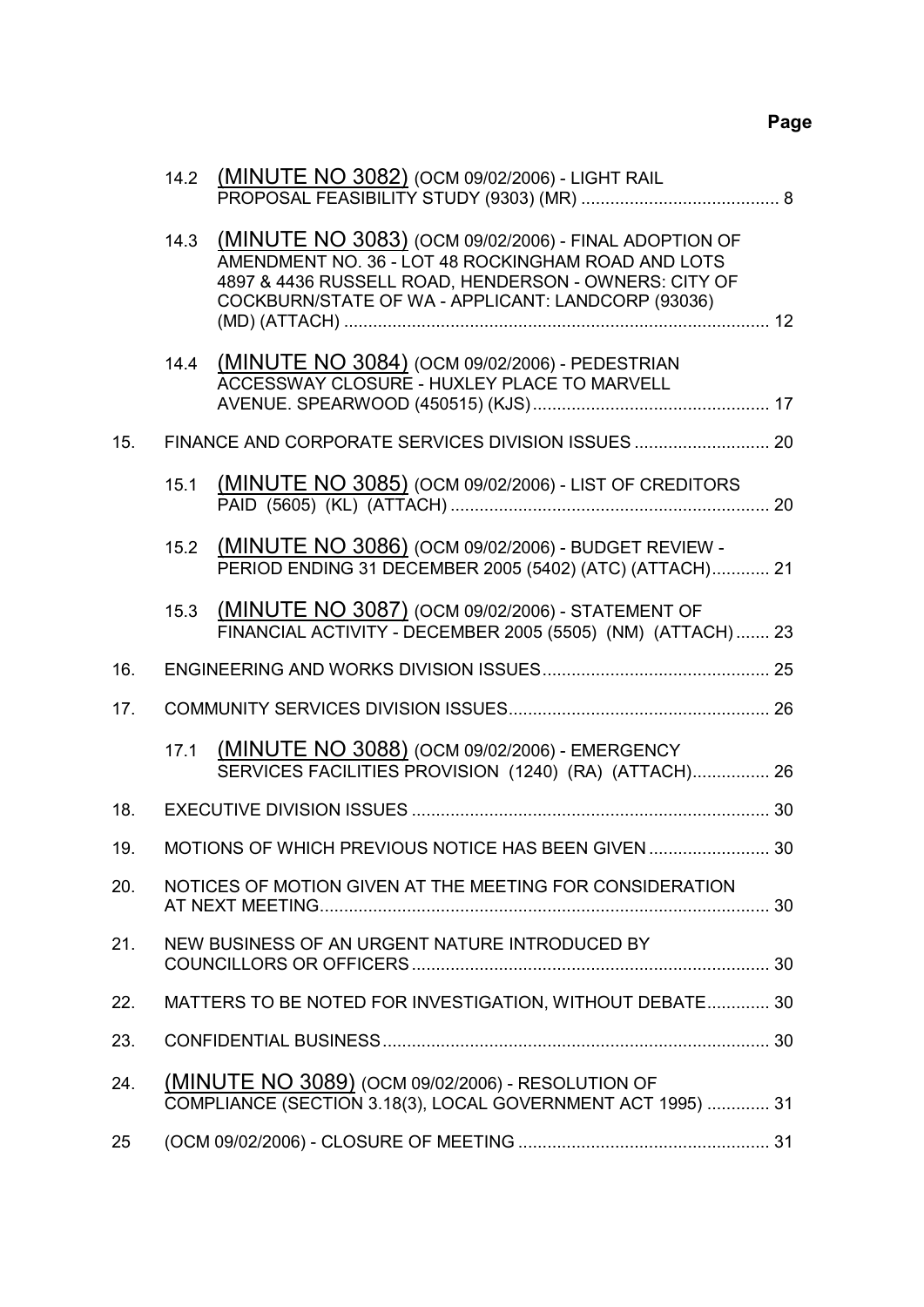**Page**

| | | | |
|---|---|---|---|
| | 14.2 | (MINUTE NO 3082) (OCM 09/02/2006) - LIGHT RAIL PROPOSAL FEASIBILITY STUDY (9303) (MR) | 8 |
| | 14.3 | (MINUTE NO 3083) (OCM 09/02/2006) - FINAL ADOPTION OF AMENDMENT NO. 36 - LOT 48 ROCKINGHAM ROAD AND LOTS 4897 & 4436 RUSSELL ROAD, HENDERSON - OWNERS: CITY OF COCKBURN/STATE OF WA - APPLICANT: LANDCORP (93036) (MD) (ATTACH) | 12 |
| | 14.4 | (MINUTE NO 3084) (OCM 09/02/2006) - PEDESTRIAN ACCESSWAY CLOSURE - HUXLEY PLACE TO MARVELL AVENUE. SPEARWOOD (450515) (KJS) | 17 |
| 15. | | FINANCE AND CORPORATE SERVICES DIVISION ISSUES | 20 |
| | 15.1 | (MINUTE NO 3085) (OCM 09/02/2006) - LIST OF CREDITORS PAID (5605) (KL) (ATTACH) | 20 |
| | 15.2 | (MINUTE NO 3086) (OCM 09/02/2006) - BUDGET REVIEW - PERIOD ENDING 31 DECEMBER 2005 (5402) (ATC) (ATTACH) | 21 |
| | 15.3 | (MINUTE NO 3087) (OCM 09/02/2006) - STATEMENT OF FINANCIAL ACTIVITY - DECEMBER 2005 (5505) (NM) (ATTACH) | 23 |
| 16. | | ENGINEERING AND WORKS DIVISION ISSUES | 25 |
| 17. | | COMMUNITY SERVICES DIVISION ISSUES | 26 |
| | 17.1 | (MINUTE NO 3088) (OCM 09/02/2006) - EMERGENCY SERVICES FACILITIES PROVISION (1240) (RA) (ATTACH) | 26 |
| 18. | | EXECUTIVE DIVISION ISSUES | 30 |
| 19. | | MOTIONS OF WHICH PREVIOUS NOTICE HAS BEEN GIVEN | 30 |
| 20. | | NOTICES OF MOTION GIVEN AT THE MEETING FOR CONSIDERATION AT NEXT MEETING | 30 |
| 21. | | NEW BUSINESS OF AN URGENT NATURE INTRODUCED BY COUNCILLORS OR OFFICERS | 30 |
| 22. | | MATTERS TO BE NOTED FOR INVESTIGATION, WITHOUT DEBATE | 30 |
| 23. | | CONFIDENTIAL BUSINESS | 30 |
| 24. | | (MINUTE NO 3089) (OCM 09/02/2006) - RESOLUTION OF COMPLIANCE (SECTION 3.18(3), LOCAL GOVERNMENT ACT 1995) | 31 |
| 25 | | (OCM 09/02/2006) - CLOSURE OF MEETING | 31 |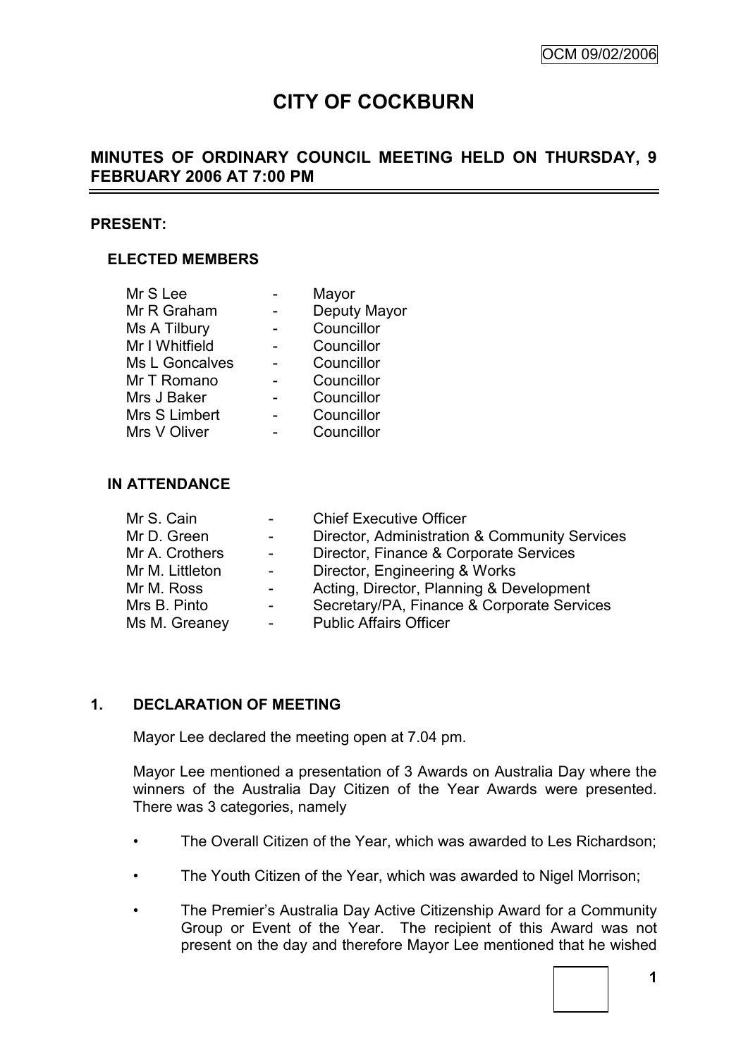# CITY OF COCKBURN

## MINUTES OF ORDINARY COUNCIL MEETING HELD ON THURSDAY, 9 FEBRUARY 2006 AT 7:00 PM

### PRESENT:

#### ELECTED MEMBERS

| | | |
|---|---|---|
| Mr S Lee | - | Mayor |
| Mr R Graham | - | Deputy Mayor |
| Ms A Tilbury | - | Councillor |
| Mr I Whitfield | - | Councillor |
| Ms L Goncalves | - | Councillor |
| Mr T Romano | - | Councillor |
| Mrs J Baker | - | Councillor |
| Mrs S Limbert | - | Councillor |
| Mrs V Oliver | - | Councillor |

#### IN ATTENDANCE

| | | |
|---|---|---|
| Mr S. Cain | - | Chief Executive Officer |
| Mr D. Green | - | Director, Administration & Community Services |
| Mr A. Crothers | - | Director, Finance & Corporate Services |
| Mr M. Littleton | - | Director, Engineering & Works |
| Mr M. Ross | - | Acting, Director, Planning & Development |
| Mrs B. Pinto | - | Secretary/PA, Finance & Corporate Services |
| Ms M. Greaney | - | Public Affairs Officer |

### 1. DECLARATION OF MEETING

Mayor Lee declared the meeting open at 7.04 pm.

Mayor Lee mentioned a presentation of 3 Awards on Australia Day where the winners of the Australia Day Citizen of the Year Awards were presented. There was 3 categories, namely

- The Overall Citizen of the Year, which was awarded to Les Richardson;
- The Youth Citizen of the Year, which was awarded to Nigel Morrison;
- The Premier's Australia Day Active Citizenship Award for a Community Group or Event of the Year. The recipient of this Award was not present on the day and therefore Mayor Lee mentioned that he wished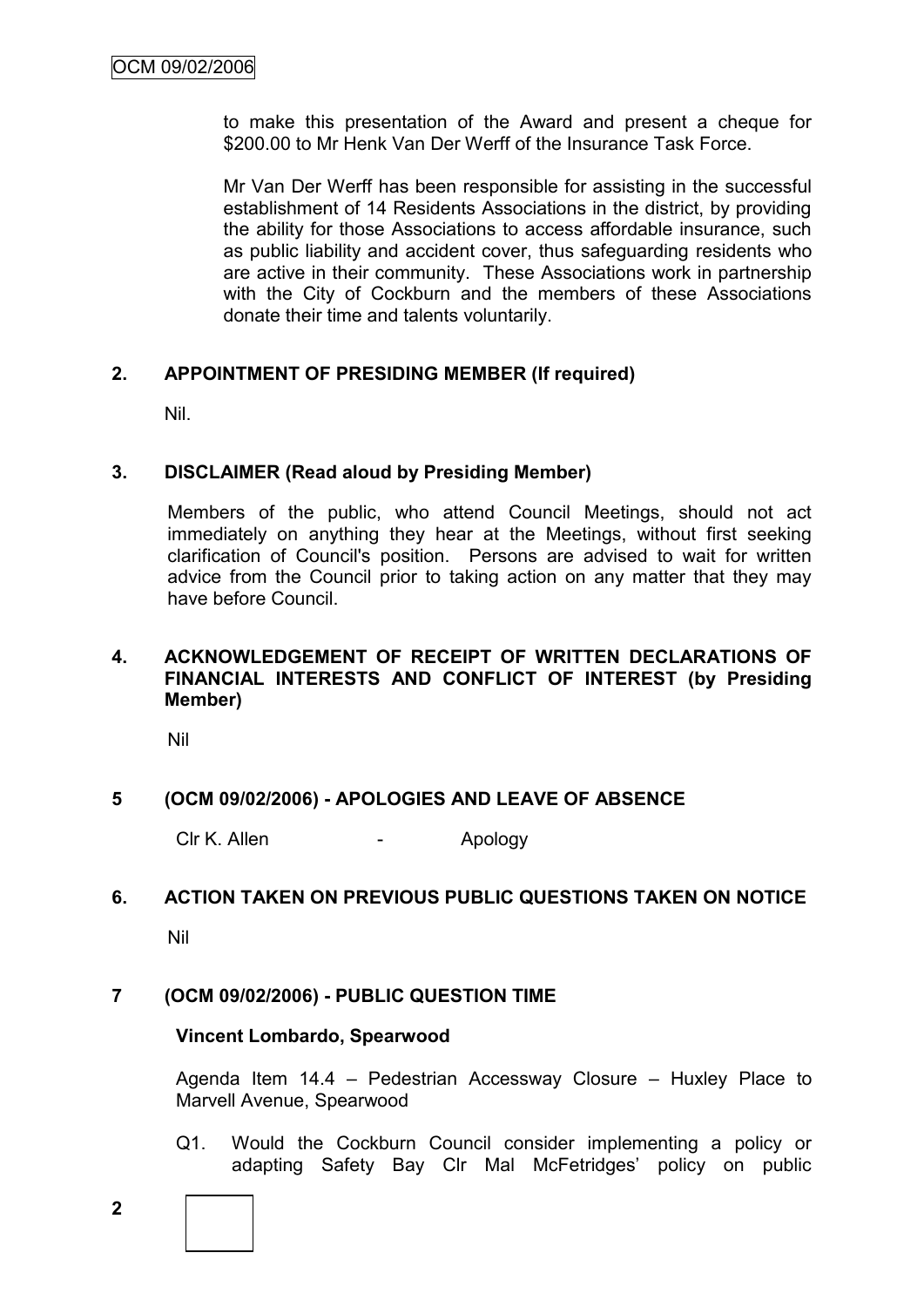to make this presentation of the Award and present a cheque for $200.00 to Mr Henk Van Der Werff of the Insurance Task Force.

Mr Van Der Werff has been responsible for assisting in the successful establishment of 14 Residents Associations in the district, by providing the ability for those Associations to access affordable insurance, such as public liability and accident cover, thus safeguarding residents who are active in their community. These Associations work in partnership with the City of Cockburn and the members of these Associations donate their time and talents voluntarily.

## 2. APPOINTMENT OF PRESIDING MEMBER (If required)

Nil.

## 3. DISCLAIMER (Read aloud by Presiding Member)

Members of the public, who attend Council Meetings, should not act immediately on anything they hear at the Meetings, without first seeking clarification of Council's position. Persons are advised to wait for written advice from the Council prior to taking action on any matter that they may have before Council.

## 4. ACKNOWLEDGEMENT OF RECEIPT OF WRITTEN DECLARATIONS OF FINANCIAL INTERESTS AND CONFLICT OF INTEREST (by Presiding Member)

Nil

## 5 (OCM 09/02/2006) - APOLOGIES AND LEAVE OF ABSENCE

Clr K. Allen - Apology

## 6. ACTION TAKEN ON PREVIOUS PUBLIC QUESTIONS TAKEN ON NOTICE

Nil

## 7 (OCM 09/02/2006) - PUBLIC QUESTION TIME

**Vincent Lombardo, Spearwood**

Agenda Item 14.4 – Pedestrian Accessway Closure – Huxley Place to Marvell Avenue, Spearwood

Q1. Would the Cockburn Council consider implementing a policy or adapting Safety Bay Clr Mal McFetridges' policy on public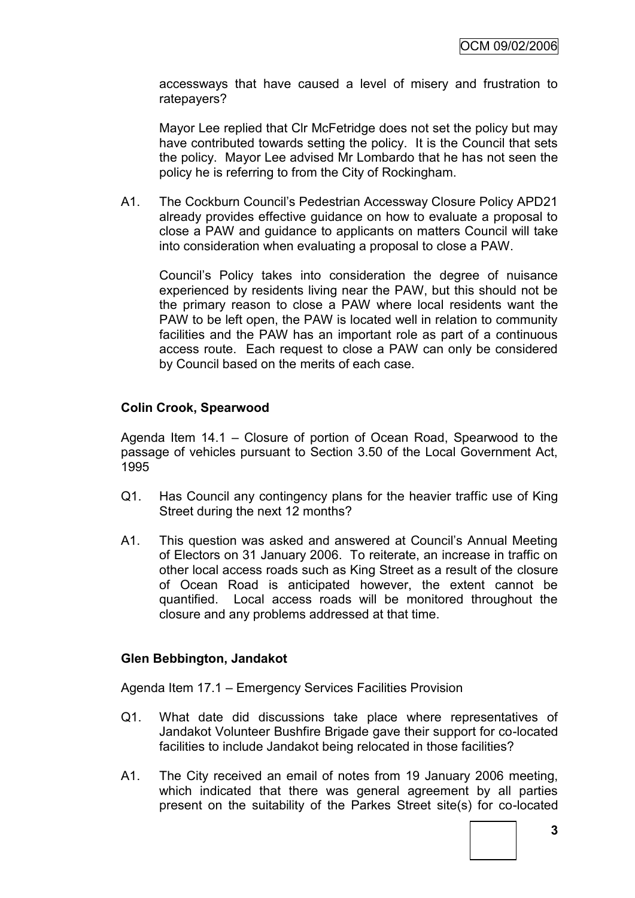accessways that have caused a level of misery and frustration to ratepayers?

Mayor Lee replied that Clr McFetridge does not set the policy but may have contributed towards setting the policy. It is the Council that sets the policy. Mayor Lee advised Mr Lombardo that he has not seen the policy he is referring to from the City of Rockingham.

A1. The Cockburn Council's Pedestrian Accessway Closure Policy APD21 already provides effective guidance on how to evaluate a proposal to close a PAW and guidance to applicants on matters Council will take into consideration when evaluating a proposal to close a PAW.

Council's Policy takes into consideration the degree of nuisance experienced by residents living near the PAW, but this should not be the primary reason to close a PAW where local residents want the PAW to be left open, the PAW is located well in relation to community facilities and the PAW has an important role as part of a continuous access route. Each request to close a PAW can only be considered by Council based on the merits of each case.

**Colin Crook, Spearwood**

Agenda Item 14.1 – Closure of portion of Ocean Road, Spearwood to the passage of vehicles pursuant to Section 3.50 of the Local Government Act, 1995

Q1. Has Council any contingency plans for the heavier traffic use of King Street during the next 12 months?

A1. This question was asked and answered at Council's Annual Meeting of Electors on 31 January 2006. To reiterate, an increase in traffic on other local access roads such as King Street as a result of the closure of Ocean Road is anticipated however, the extent cannot be quantified. Local access roads will be monitored throughout the closure and any problems addressed at that time.

**Glen Bebbington, Jandakot**

Agenda Item 17.1 – Emergency Services Facilities Provision

Q1. What date did discussions take place where representatives of Jandakot Volunteer Bushfire Brigade gave their support for co-located facilities to include Jandakot being relocated in those facilities?

A1. The City received an email of notes from 19 January 2006 meeting, which indicated that there was general agreement by all parties present on the suitability of the Parkes Street site(s) for co-located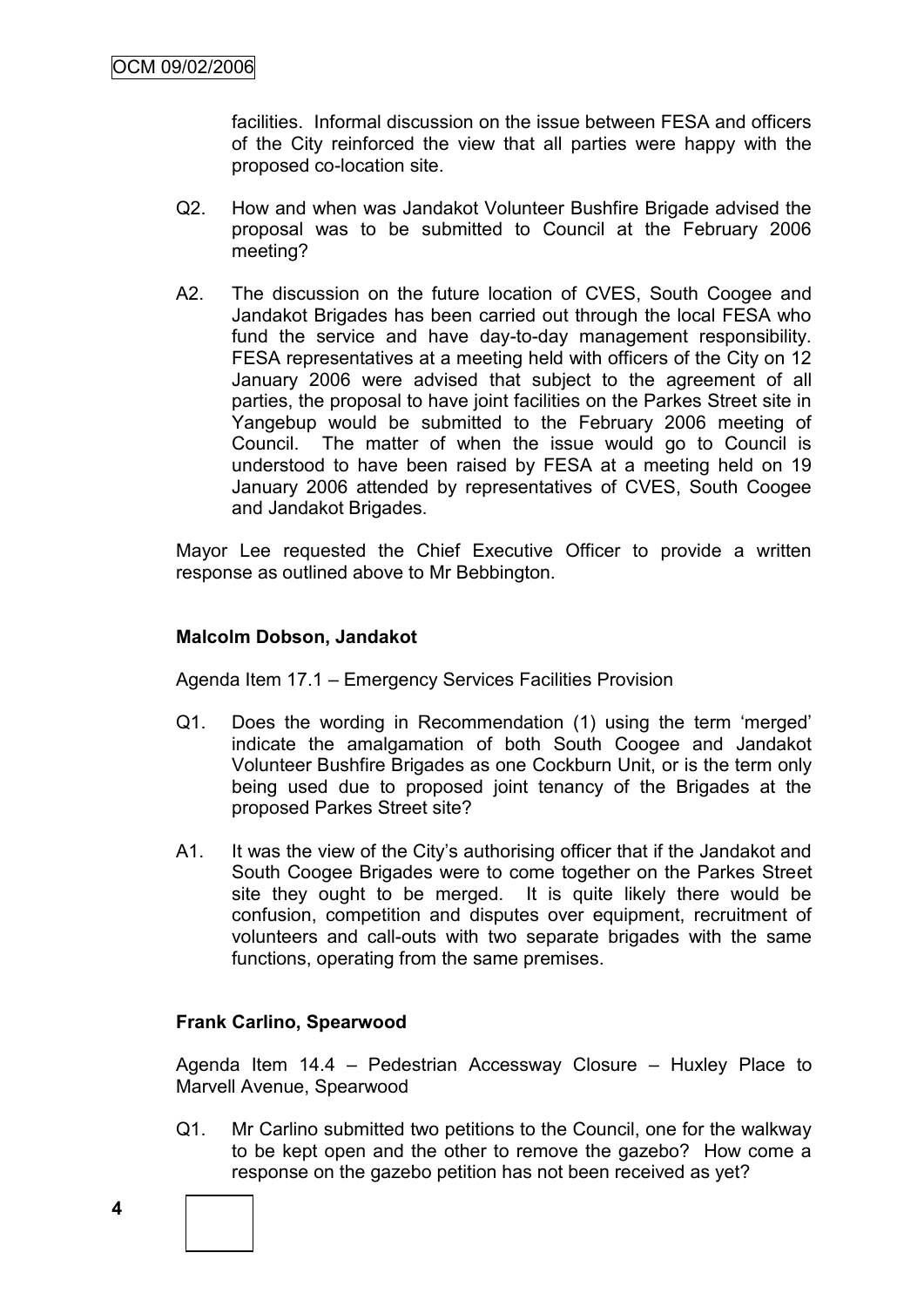facilities. Informal discussion on the issue between FESA and officers of the City reinforced the view that all parties were happy with the proposed co-location site.

Q2. How and when was Jandakot Volunteer Bushfire Brigade advised the proposal was to be submitted to Council at the February 2006 meeting?

A2. The discussion on the future location of CVES, South Coogee and Jandakot Brigades has been carried out through the local FESA who fund the service and have day-to-day management responsibility. FESA representatives at a meeting held with officers of the City on 12 January 2006 were advised that subject to the agreement of all parties, the proposal to have joint facilities on the Parkes Street site in Yangebup would be submitted to the February 2006 meeting of Council. The matter of when the issue would go to Council is understood to have been raised by FESA at a meeting held on 19 January 2006 attended by representatives of CVES, South Coogee and Jandakot Brigades.

Mayor Lee requested the Chief Executive Officer to provide a written response as outlined above to Mr Bebbington.

**Malcolm Dobson, Jandakot**

Agenda Item 17.1 – Emergency Services Facilities Provision

Q1. Does the wording in Recommendation (1) using the term 'merged' indicate the amalgamation of both South Coogee and Jandakot Volunteer Bushfire Brigades as one Cockburn Unit, or is the term only being used due to proposed joint tenancy of the Brigades at the proposed Parkes Street site?

A1. It was the view of the City's authorising officer that if the Jandakot and South Coogee Brigades were to come together on the Parkes Street site they ought to be merged. It is quite likely there would be confusion, competition and disputes over equipment, recruitment of volunteers and call-outs with two separate brigades with the same functions, operating from the same premises.

**Frank Carlino, Spearwood**

Agenda Item 14.4 – Pedestrian Accessway Closure – Huxley Place to Marvell Avenue, Spearwood

Q1. Mr Carlino submitted two petitions to the Council, one for the walkway to be kept open and the other to remove the gazebo? How come a response on the gazebo petition has not been received as yet?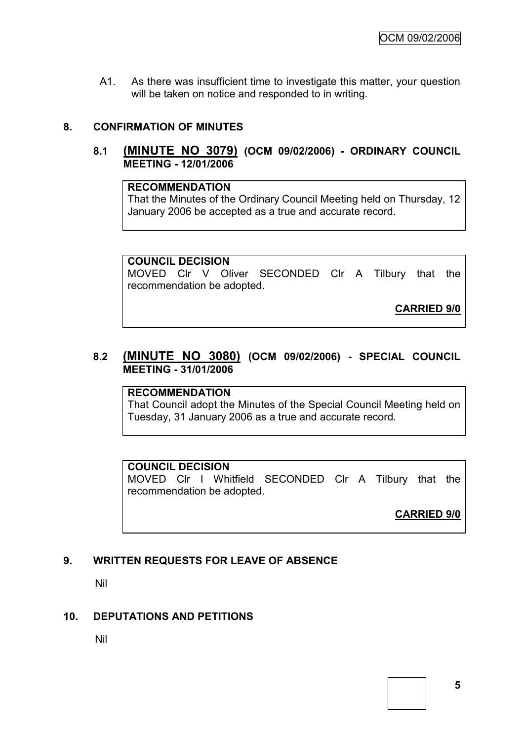A1. As there was insufficient time to investigate this matter, your question will be taken on notice and responded to in writing.

## 8. CONFIRMATION OF MINUTES

### 8.1 (MINUTE NO 3079) (OCM 09/02/2006) - ORDINARY COUNCIL MEETING - 12/01/2006

**RECOMMENDATION**
That the Minutes of the Ordinary Council Meeting held on Thursday, 12 January 2006 be accepted as a true and accurate record.

**COUNCIL DECISION**
MOVED Clr V Oliver SECONDED Clr A Tilbury that the recommendation be adopted.

**CARRIED 9/0**

### 8.2 (MINUTE NO 3080) (OCM 09/02/2006) - SPECIAL COUNCIL MEETING - 31/01/2006

**RECOMMENDATION**
That Council adopt the Minutes of the Special Council Meeting held on Tuesday, 31 January 2006 as a true and accurate record.

**COUNCIL DECISION**
MOVED Clr I Whitfield SECONDED Clr A Tilbury that the recommendation be adopted.

**CARRIED 9/0**

## 9. WRITTEN REQUESTS FOR LEAVE OF ABSENCE

Nil

## 10. DEPUTATIONS AND PETITIONS

Nil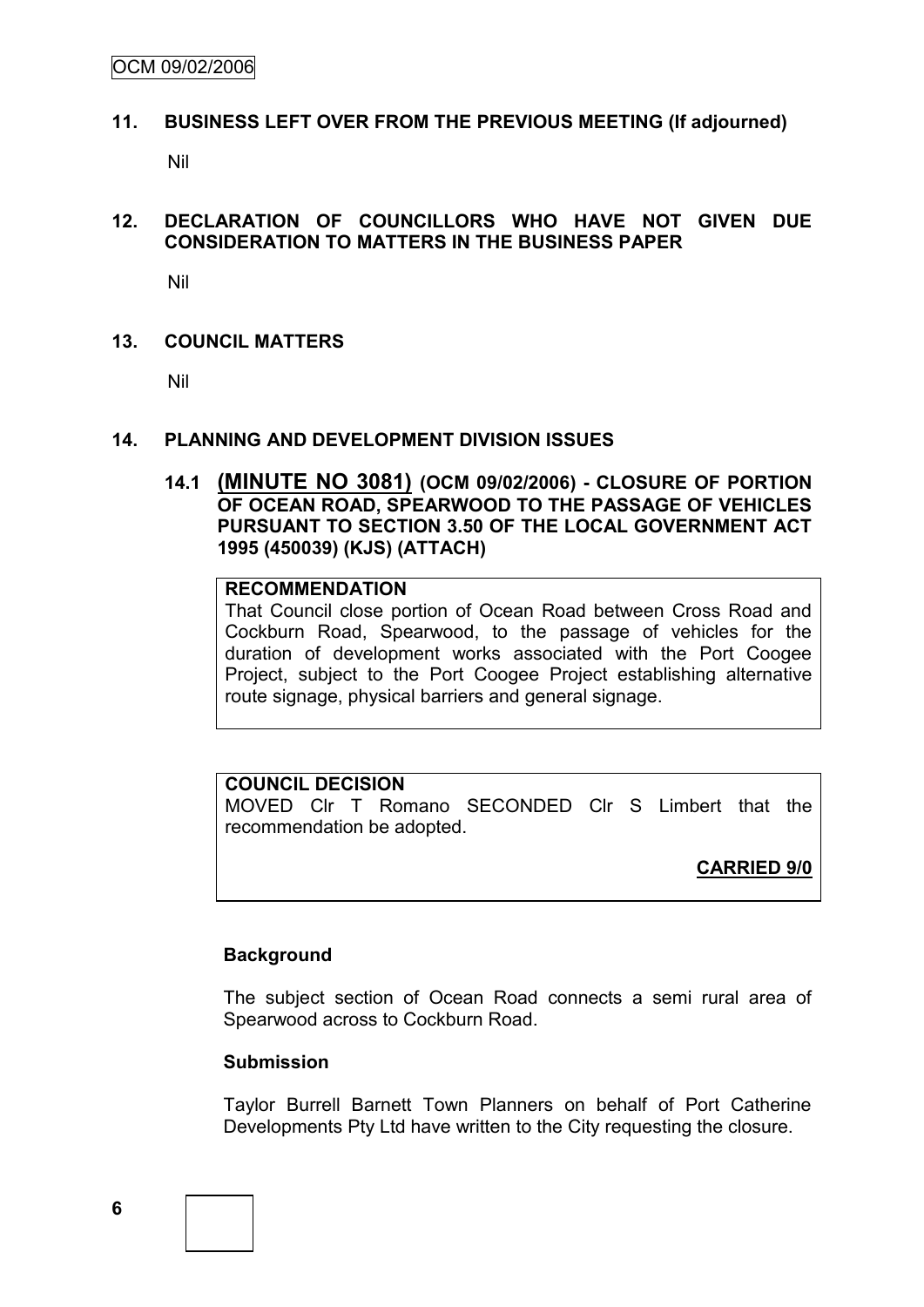## 11. BUSINESS LEFT OVER FROM THE PREVIOUS MEETING (If adjourned)

Nil

## 12. DECLARATION OF COUNCILLORS WHO HAVE NOT GIVEN DUE CONSIDERATION TO MATTERS IN THE BUSINESS PAPER

Nil

## 13. COUNCIL MATTERS

Nil

## 14. PLANNING AND DEVELOPMENT DIVISION ISSUES

### 14.1 (MINUTE NO 3081) (OCM 09/02/2006) - CLOSURE OF PORTION OF OCEAN ROAD, SPEARWOOD TO THE PASSAGE OF VEHICLES PURSUANT TO SECTION 3.50 OF THE LOCAL GOVERNMENT ACT 1995 (450039) (KJS) (ATTACH)

**RECOMMENDATION**

That Council close portion of Ocean Road between Cross Road and Cockburn Road, Spearwood, to the passage of vehicles for the duration of development works associated with the Port Coogee Project, subject to the Port Coogee Project establishing alternative route signage, physical barriers and general signage.

**COUNCIL DECISION**

MOVED Clr T Romano SECONDED Clr S Limbert that the recommendation be adopted.

**CARRIED 9/0**

**Background**

The subject section of Ocean Road connects a semi rural area of Spearwood across to Cockburn Road.

**Submission**

Taylor Burrell Barnett Town Planners on behalf of Port Catherine Developments Pty Ltd have written to the City requesting the closure.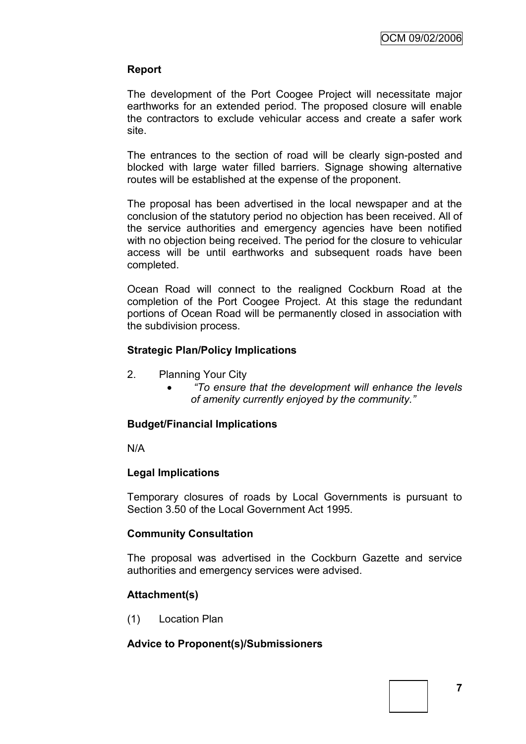**Report**

The development of the Port Coogee Project will necessitate major earthworks for an extended period. The proposed closure will enable the contractors to exclude vehicular access and create a safer work site.

The entrances to the section of road will be clearly sign-posted and blocked with large water filled barriers. Signage showing alternative routes will be established at the expense of the proponent.

The proposal has been advertised in the local newspaper and at the conclusion of the statutory period no objection has been received. All of the service authorities and emergency agencies have been notified with no objection being received. The period for the closure to vehicular access will be until earthworks and subsequent roads have been completed.

Ocean Road will connect to the realigned Cockburn Road at the completion of the Port Coogee Project. At this stage the redundant portions of Ocean Road will be permanently closed in association with the subdivision process.

**Strategic Plan/Policy Implications**

2. Planning Your City
   - *"To ensure that the development will enhance the levels of amenity currently enjoyed by the community."*

**Budget/Financial Implications**

N/A

**Legal Implications**

Temporary closures of roads by Local Governments is pursuant to Section 3.50 of the Local Government Act 1995.

**Community Consultation**

The proposal was advertised in the Cockburn Gazette and service authorities and emergency services were advised.

**Attachment(s)**

(1) Location Plan

**Advice to Proponent(s)/Submissioners**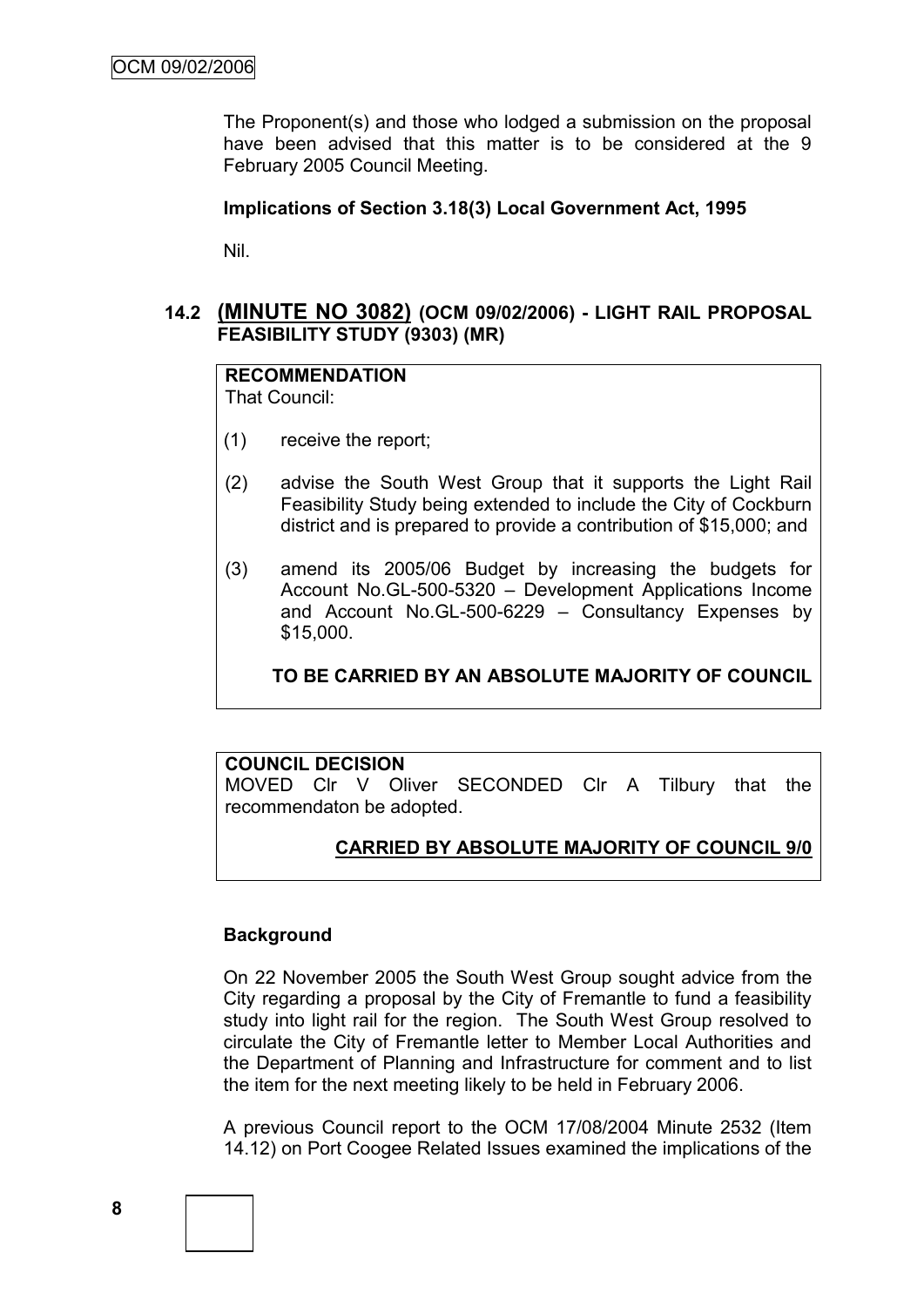The Proponent(s) and those who lodged a submission on the proposal have been advised that this matter is to be considered at the 9 February 2005 Council Meeting.

**Implications of Section 3.18(3) Local Government Act, 1995**

Nil.

## 14.2 (MINUTE NO 3082) (OCM 09/02/2006) - LIGHT RAIL PROPOSAL FEASIBILITY STUDY (9303) (MR)

**RECOMMENDATION**
That Council:

(1) receive the report;

(2) advise the South West Group that it supports the Light Rail Feasibility Study being extended to include the City of Cockburn district and is prepared to provide a contribution of $15,000; and

(3) amend its 2005/06 Budget by increasing the budgets for Account No.GL-500-5320 – Development Applications Income and Account No.GL-500-6229 – Consultancy Expenses by $15,000.

**TO BE CARRIED BY AN ABSOLUTE MAJORITY OF COUNCIL**

**COUNCIL DECISION**
MOVED Clr V Oliver SECONDED Clr A Tilbury that the recommendaton be adopted.

**CARRIED BY ABSOLUTE MAJORITY OF COUNCIL 9/0**

**Background**

On 22 November 2005 the South West Group sought advice from the City regarding a proposal by the City of Fremantle to fund a feasibility study into light rail for the region. The South West Group resolved to circulate the City of Fremantle letter to Member Local Authorities and the Department of Planning and Infrastructure for comment and to list the item for the next meeting likely to be held in February 2006.

A previous Council report to the OCM 17/08/2004 Minute 2532 (Item 14.12) on Port Coogee Related Issues examined the implications of the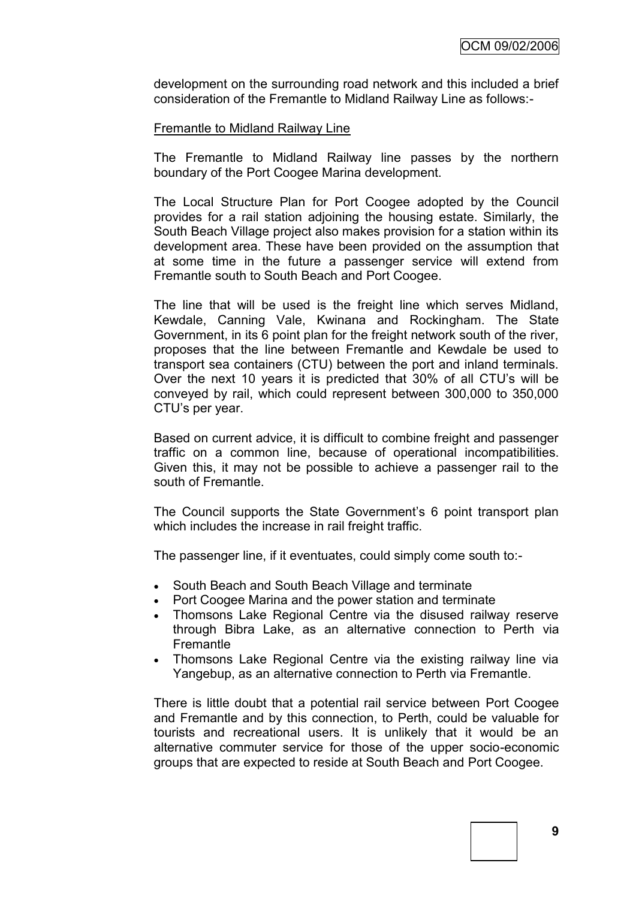development on the surrounding road network and this included a brief consideration of the Fremantle to Midland Railway Line as follows:-

Fremantle to Midland Railway Line

The Fremantle to Midland Railway line passes by the northern boundary of the Port Coogee Marina development.

The Local Structure Plan for Port Coogee adopted by the Council provides for a rail station adjoining the housing estate. Similarly, the South Beach Village project also makes provision for a station within its development area. These have been provided on the assumption that at some time in the future a passenger service will extend from Fremantle south to South Beach and Port Coogee.

The line that will be used is the freight line which serves Midland, Kewdale, Canning Vale, Kwinana and Rockingham. The State Government, in its 6 point plan for the freight network south of the river, proposes that the line between Fremantle and Kewdale be used to transport sea containers (CTU) between the port and inland terminals. Over the next 10 years it is predicted that 30% of all CTU's will be conveyed by rail, which could represent between 300,000 to 350,000 CTU's per year.

Based on current advice, it is difficult to combine freight and passenger traffic on a common line, because of operational incompatibilities. Given this, it may not be possible to achieve a passenger rail to the south of Fremantle.

The Council supports the State Government's 6 point transport plan which includes the increase in rail freight traffic.

The passenger line, if it eventuates, could simply come south to:-

- South Beach and South Beach Village and terminate
- Port Coogee Marina and the power station and terminate
- Thomsons Lake Regional Centre via the disused railway reserve through Bibra Lake, as an alternative connection to Perth via Fremantle
- Thomsons Lake Regional Centre via the existing railway line via Yangebup, as an alternative connection to Perth via Fremantle.

There is little doubt that a potential rail service between Port Coogee and Fremantle and by this connection, to Perth, could be valuable for tourists and recreational users. It is unlikely that it would be an alternative commuter service for those of the upper socio-economic groups that are expected to reside at South Beach and Port Coogee.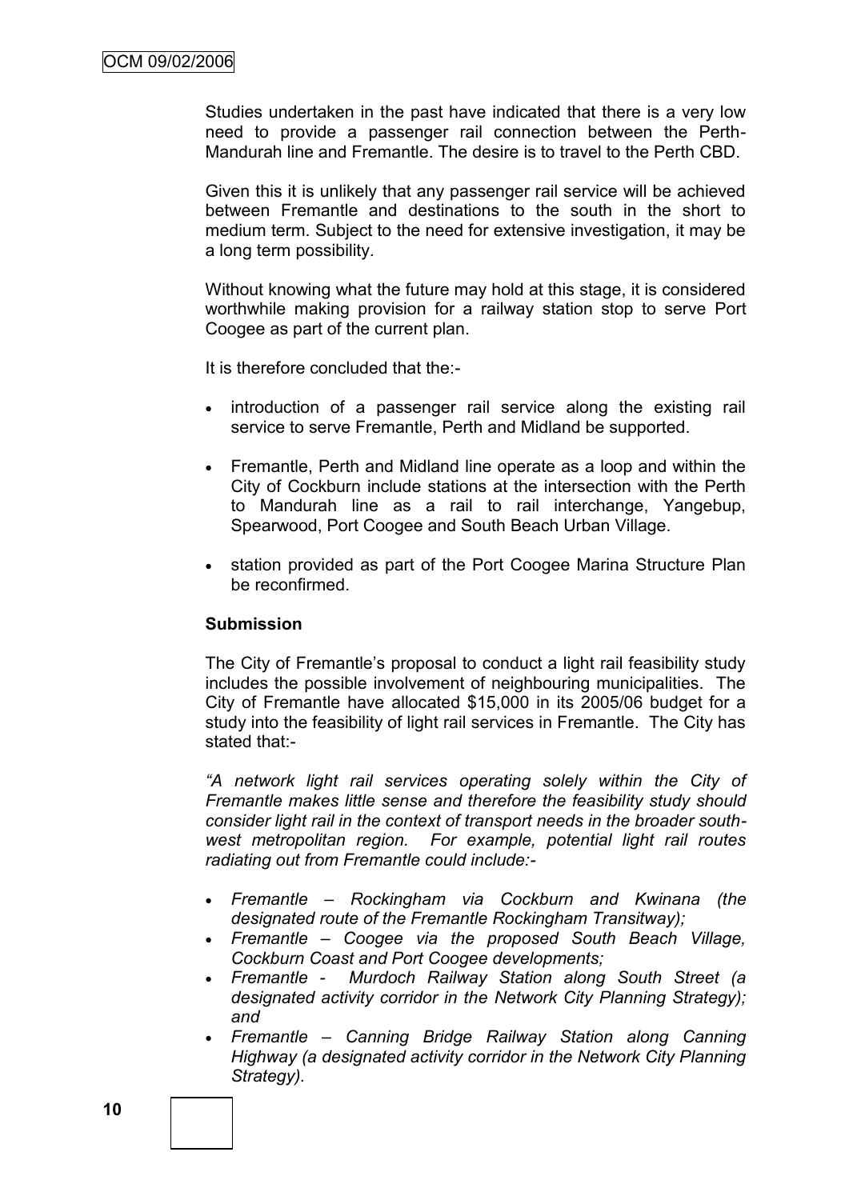Studies undertaken in the past have indicated that there is a very low need to provide a passenger rail connection between the Perth-Mandurah line and Fremantle. The desire is to travel to the Perth CBD.

Given this it is unlikely that any passenger rail service will be achieved between Fremantle and destinations to the south in the short to medium term. Subject to the need for extensive investigation, it may be a long term possibility.

Without knowing what the future may hold at this stage, it is considered worthwhile making provision for a railway station stop to serve Port Coogee as part of the current plan.

It is therefore concluded that the:-

- introduction of a passenger rail service along the existing rail service to serve Fremantle, Perth and Midland be supported.
- Fremantle, Perth and Midland line operate as a loop and within the City of Cockburn include stations at the intersection with the Perth to Mandurah line as a rail to rail interchange, Yangebup, Spearwood, Port Coogee and South Beach Urban Village.
- station provided as part of the Port Coogee Marina Structure Plan be reconfirmed.

**Submission**

The City of Fremantle's proposal to conduct a light rail feasibility study includes the possible involvement of neighbouring municipalities. The City of Fremantle have allocated $15,000 in its 2005/06 budget for a study into the feasibility of light rail services in Fremantle. The City has stated that:-

*"A network light rail services operating solely within the City of Fremantle makes little sense and therefore the feasibility study should consider light rail in the context of transport needs in the broader south-west metropolitan region. For example, potential light rail routes radiating out from Fremantle could include:-*

- *Fremantle – Rockingham via Cockburn and Kwinana (the designated route of the Fremantle Rockingham Transitway);*
- *Fremantle – Coogee via the proposed South Beach Village, Cockburn Coast and Port Coogee developments;*
- *Fremantle - Murdoch Railway Station along South Street (a designated activity corridor in the Network City Planning Strategy); and*
- *Fremantle – Canning Bridge Railway Station along Canning Highway (a designated activity corridor in the Network City Planning Strategy).*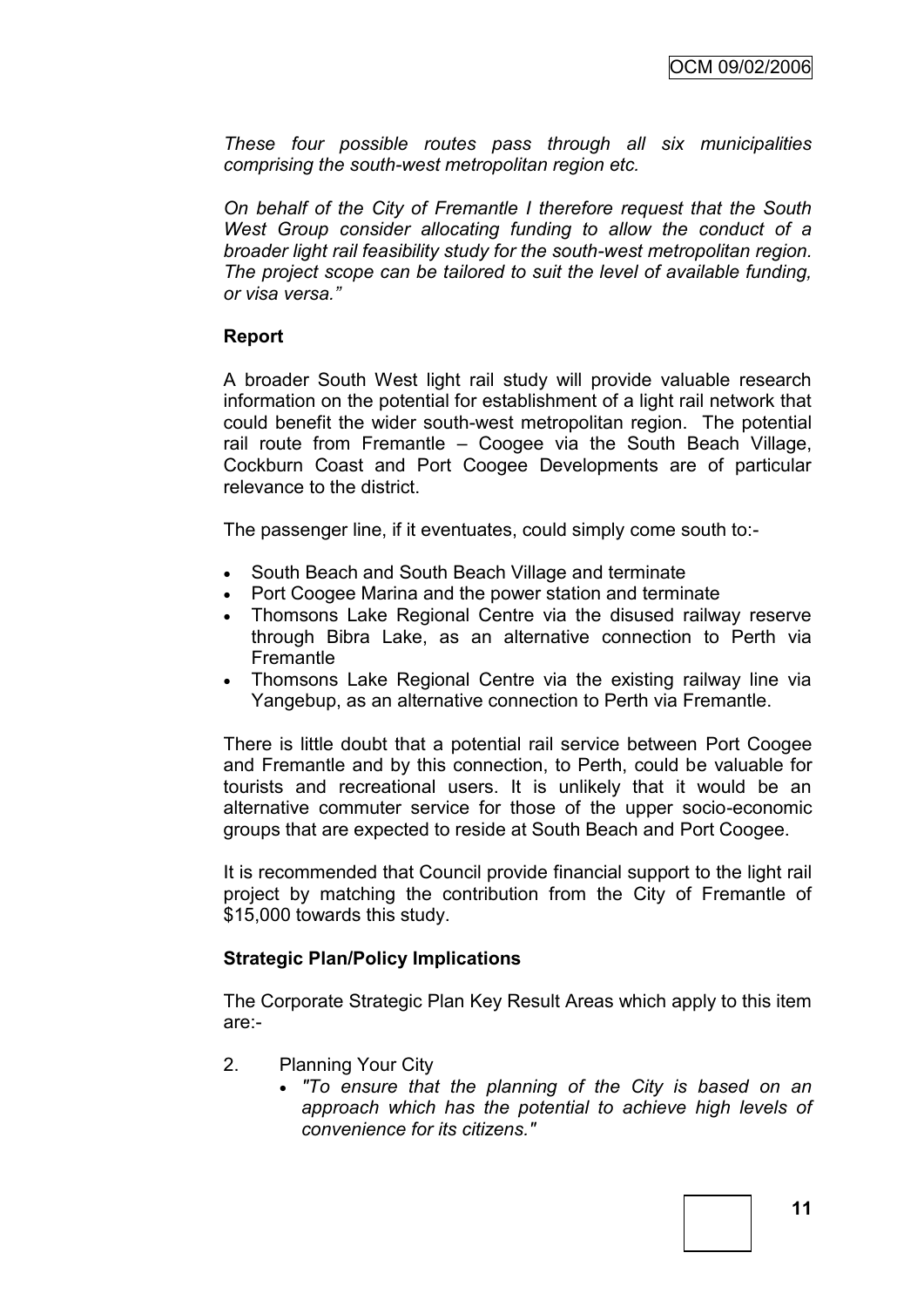*These four possible routes pass through all six municipalities comprising the south-west metropolitan region etc.*

*On behalf of the City of Fremantle I therefore request that the South West Group consider allocating funding to allow the conduct of a broader light rail feasibility study for the south-west metropolitan region. The project scope can be tailored to suit the level of available funding, or visa versa."*

**Report**

A broader South West light rail study will provide valuable research information on the potential for establishment of a light rail network that could benefit the wider south-west metropolitan region. The potential rail route from Fremantle – Coogee via the South Beach Village, Cockburn Coast and Port Coogee Developments are of particular relevance to the district.

The passenger line, if it eventuates, could simply come south to:-

- South Beach and South Beach Village and terminate
- Port Coogee Marina and the power station and terminate
- Thomsons Lake Regional Centre via the disused railway reserve through Bibra Lake, as an alternative connection to Perth via Fremantle
- Thomsons Lake Regional Centre via the existing railway line via Yangebup, as an alternative connection to Perth via Fremantle.

There is little doubt that a potential rail service between Port Coogee and Fremantle and by this connection, to Perth, could be valuable for tourists and recreational users. It is unlikely that it would be an alternative commuter service for those of the upper socio-economic groups that are expected to reside at South Beach and Port Coogee.

It is recommended that Council provide financial support to the light rail project by matching the contribution from the City of Fremantle of $15,000 towards this study.

**Strategic Plan/Policy Implications**

The Corporate Strategic Plan Key Result Areas which apply to this item are:-

2. Planning Your City
   - *"To ensure that the planning of the City is based on an approach which has the potential to achieve high levels of convenience for its citizens."*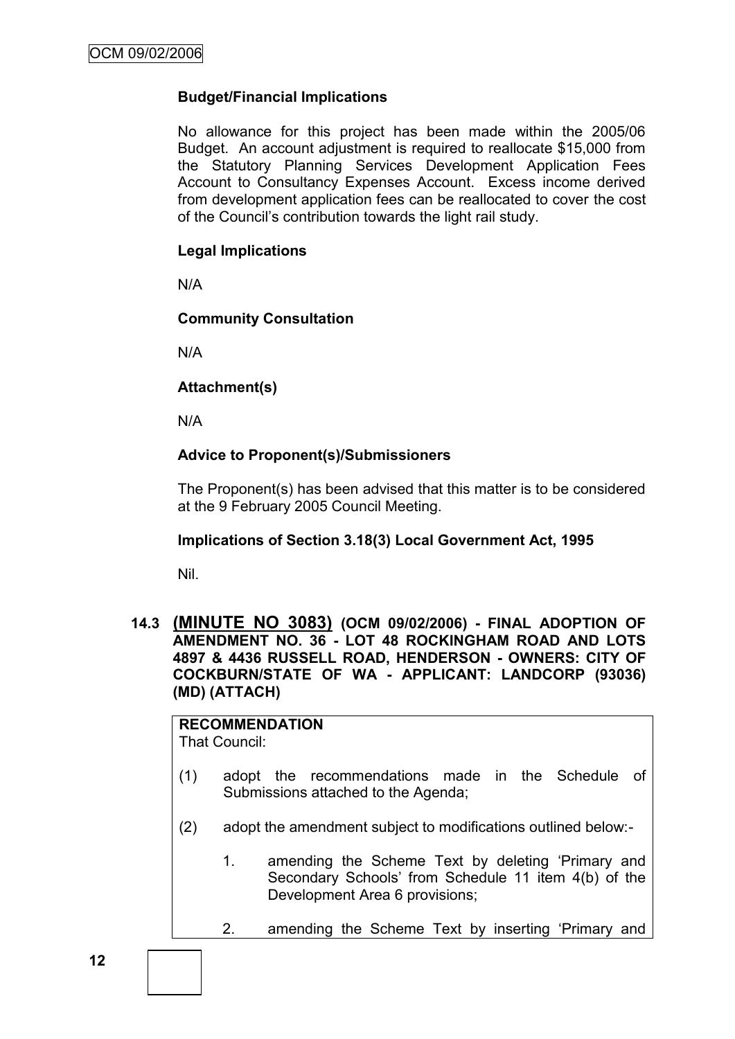**Budget/Financial Implications**

No allowance for this project has been made within the 2005/06 Budget. An account adjustment is required to reallocate $15,000 from the Statutory Planning Services Development Application Fees Account to Consultancy Expenses Account. Excess income derived from development application fees can be reallocated to cover the cost of the Council's contribution towards the light rail study.

**Legal Implications**

N/A

**Community Consultation**

N/A

**Attachment(s)**

N/A

**Advice to Proponent(s)/Submissioners**

The Proponent(s) has been advised that this matter is to be considered at the 9 February 2005 Council Meeting.

**Implications of Section 3.18(3) Local Government Act, 1995**

Nil.

### 14.3 (MINUTE NO 3083) (OCM 09/02/2006) - FINAL ADOPTION OF AMENDMENT NO. 36 - LOT 48 ROCKINGHAM ROAD AND LOTS 4897 & 4436 RUSSELL ROAD, HENDERSON - OWNERS: CITY OF COCKBURN/STATE OF WA - APPLICANT: LANDCORP (93036) (MD) (ATTACH)

**RECOMMENDATION**
That Council:

(1) adopt the recommendations made in the Schedule of Submissions attached to the Agenda;

(2) adopt the amendment subject to modifications outlined below:-

1. amending the Scheme Text by deleting 'Primary and Secondary Schools' from Schedule 11 item 4(b) of the Development Area 6 provisions;

2. amending the Scheme Text by inserting 'Primary and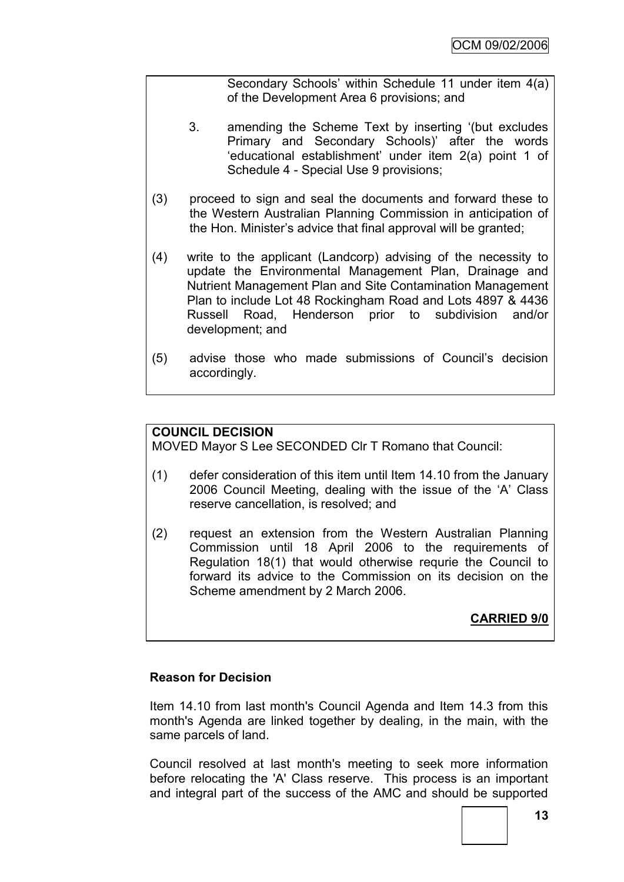Secondary Schools' within Schedule 11 under item 4(a) of the Development Area 6 provisions; and

3. amending the Scheme Text by inserting '(but excludes Primary and Secondary Schools)' after the words 'educational establishment' under item 2(a) point 1 of Schedule 4 - Special Use 9 provisions;

(3) proceed to sign and seal the documents and forward these to the Western Australian Planning Commission in anticipation of the Hon. Minister's advice that final approval will be granted;

(4) write to the applicant (Landcorp) advising of the necessity to update the Environmental Management Plan, Drainage and Nutrient Management Plan and Site Contamination Management Plan to include Lot 48 Rockingham Road and Lots 4897 & 4436 Russell Road, Henderson prior to subdivision and/or development; and

(5) advise those who made submissions of Council's decision accordingly.

**COUNCIL DECISION**

MOVED Mayor S Lee SECONDED Clr T Romano that Council:

(1) defer consideration of this item until Item 14.10 from the January 2006 Council Meeting, dealing with the issue of the 'A' Class reserve cancellation, is resolved; and

(2) request an extension from the Western Australian Planning Commission until 18 April 2006 to the requirements of Regulation 18(1) that would otherwise requrie the Council to forward its advice to the Commission on its decision on the Scheme amendment by 2 March 2006.

**CARRIED 9/0**

**Reason for Decision**

Item 14.10 from last month's Council Agenda and Item 14.3 from this month's Agenda are linked together by dealing, in the main, with the same parcels of land.

Council resolved at last month's meeting to seek more information before relocating the 'A' Class reserve. This process is an important and integral part of the success of the AMC and should be supported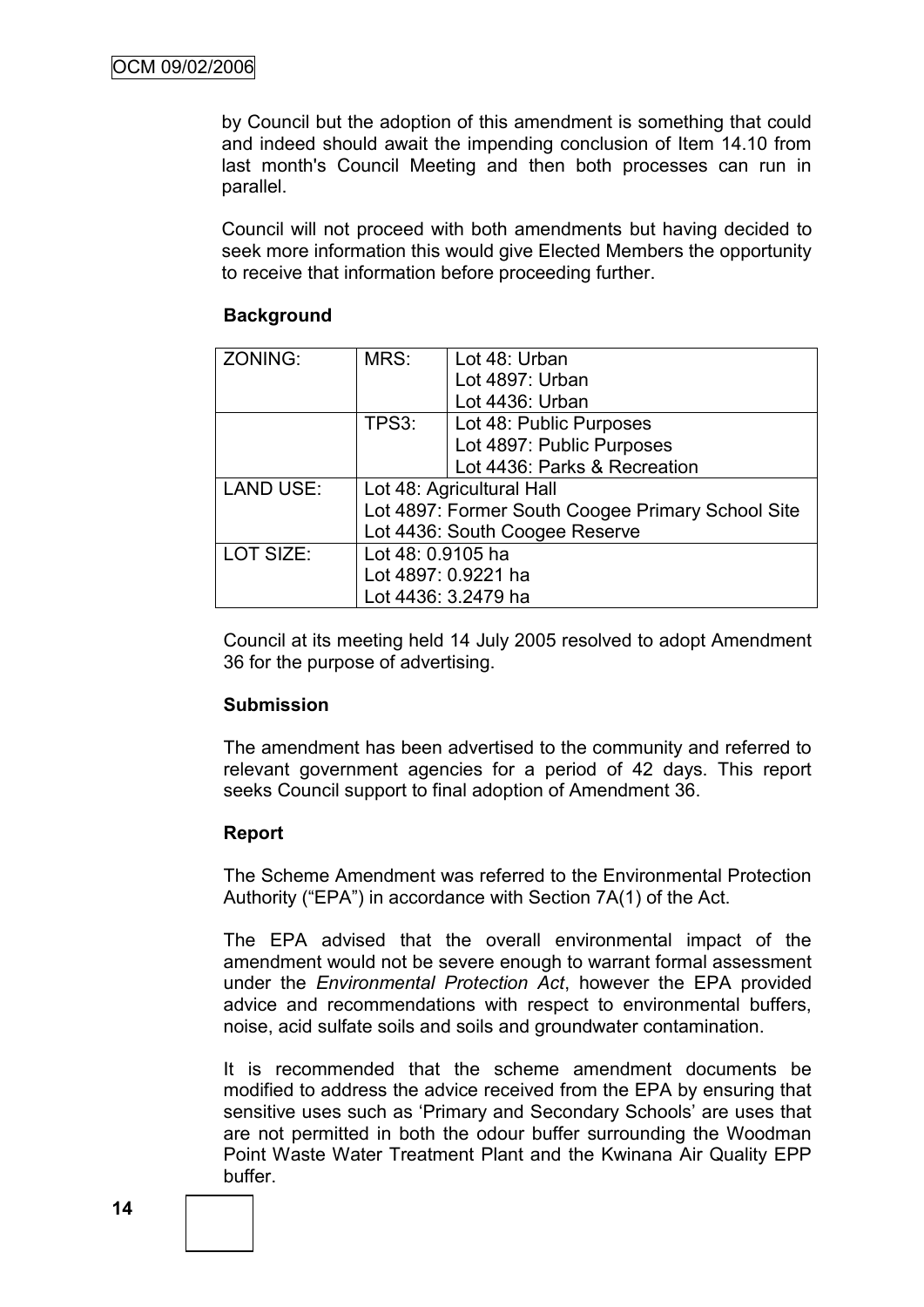by Council but the adoption of this amendment is something that could and indeed should await the impending conclusion of Item 14.10 from last month's Council Meeting and then both processes can run in parallel.

Council will not proceed with both amendments but having decided to seek more information this would give Elected Members the opportunity to receive that information before proceeding further.

**Background**

| | | |
|---|---|---|
| ZONING: | MRS: | Lot 48: Urban<br>Lot 4897: Urban<br>Lot 4436: Urban |
| | TPS3: | Lot 48: Public Purposes<br>Lot 4897: Public Purposes<br>Lot 4436: Parks & Recreation |
| LAND USE: | Lot 48: Agricultural Hall<br>Lot 4897: Former South Coogee Primary School Site<br>Lot 4436: South Coogee Reserve | |
| LOT SIZE: | Lot 48: 0.9105 ha<br>Lot 4897: 0.9221 ha<br>Lot 4436: 3.2479 ha | |

Council at its meeting held 14 July 2005 resolved to adopt Amendment 36 for the purpose of advertising.

**Submission**

The amendment has been advertised to the community and referred to relevant government agencies for a period of 42 days. This report seeks Council support to final adoption of Amendment 36.

**Report**

The Scheme Amendment was referred to the Environmental Protection Authority ("EPA") in accordance with Section 7A(1) of the Act.

The EPA advised that the overall environmental impact of the amendment would not be severe enough to warrant formal assessment under the *Environmental Protection Act*, however the EPA provided advice and recommendations with respect to environmental buffers, noise, acid sulfate soils and soils and groundwater contamination.

It is recommended that the scheme amendment documents be modified to address the advice received from the EPA by ensuring that sensitive uses such as 'Primary and Secondary Schools' are uses that are not permitted in both the odour buffer surrounding the Woodman Point Waste Water Treatment Plant and the Kwinana Air Quality EPP buffer.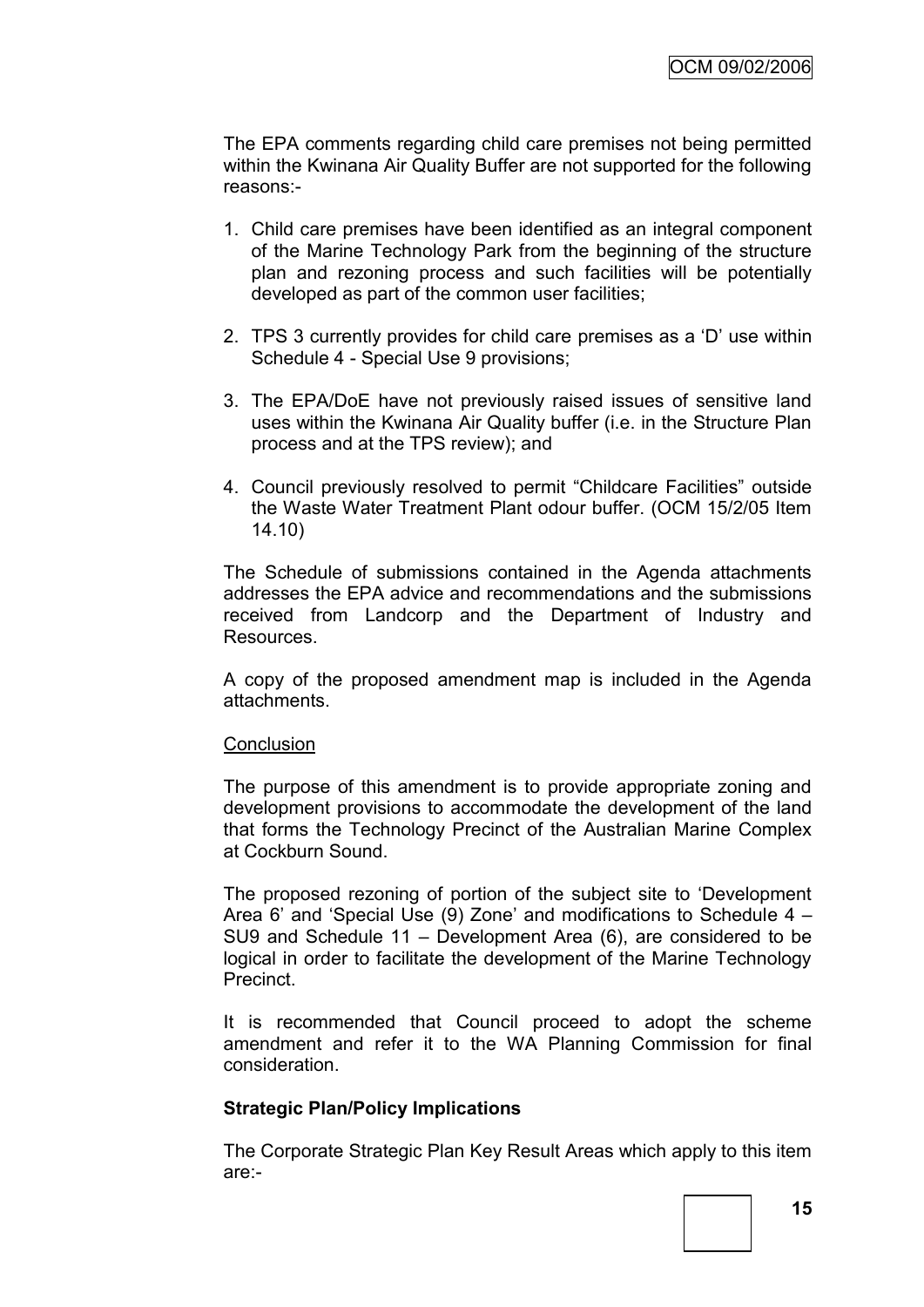The EPA comments regarding child care premises not being permitted within the Kwinana Air Quality Buffer are not supported for the following reasons:-

1. Child care premises have been identified as an integral component of the Marine Technology Park from the beginning of the structure plan and rezoning process and such facilities will be potentially developed as part of the common user facilities;

2. TPS 3 currently provides for child care premises as a 'D' use within Schedule 4 - Special Use 9 provisions;

3. The EPA/DoE have not previously raised issues of sensitive land uses within the Kwinana Air Quality buffer (i.e. in the Structure Plan process and at the TPS review); and

4. Council previously resolved to permit "Childcare Facilities" outside the Waste Water Treatment Plant odour buffer. (OCM 15/2/05 Item 14.10)

The Schedule of submissions contained in the Agenda attachments addresses the EPA advice and recommendations and the submissions received from Landcorp and the Department of Industry and Resources.

A copy of the proposed amendment map is included in the Agenda attachments.

Conclusion

The purpose of this amendment is to provide appropriate zoning and development provisions to accommodate the development of the land that forms the Technology Precinct of the Australian Marine Complex at Cockburn Sound.

The proposed rezoning of portion of the subject site to 'Development Area 6' and 'Special Use (9) Zone' and modifications to Schedule 4 – SU9 and Schedule 11 – Development Area (6), are considered to be logical in order to facilitate the development of the Marine Technology Precinct.

It is recommended that Council proceed to adopt the scheme amendment and refer it to the WA Planning Commission for final consideration.

**Strategic Plan/Policy Implications**

The Corporate Strategic Plan Key Result Areas which apply to this item are:-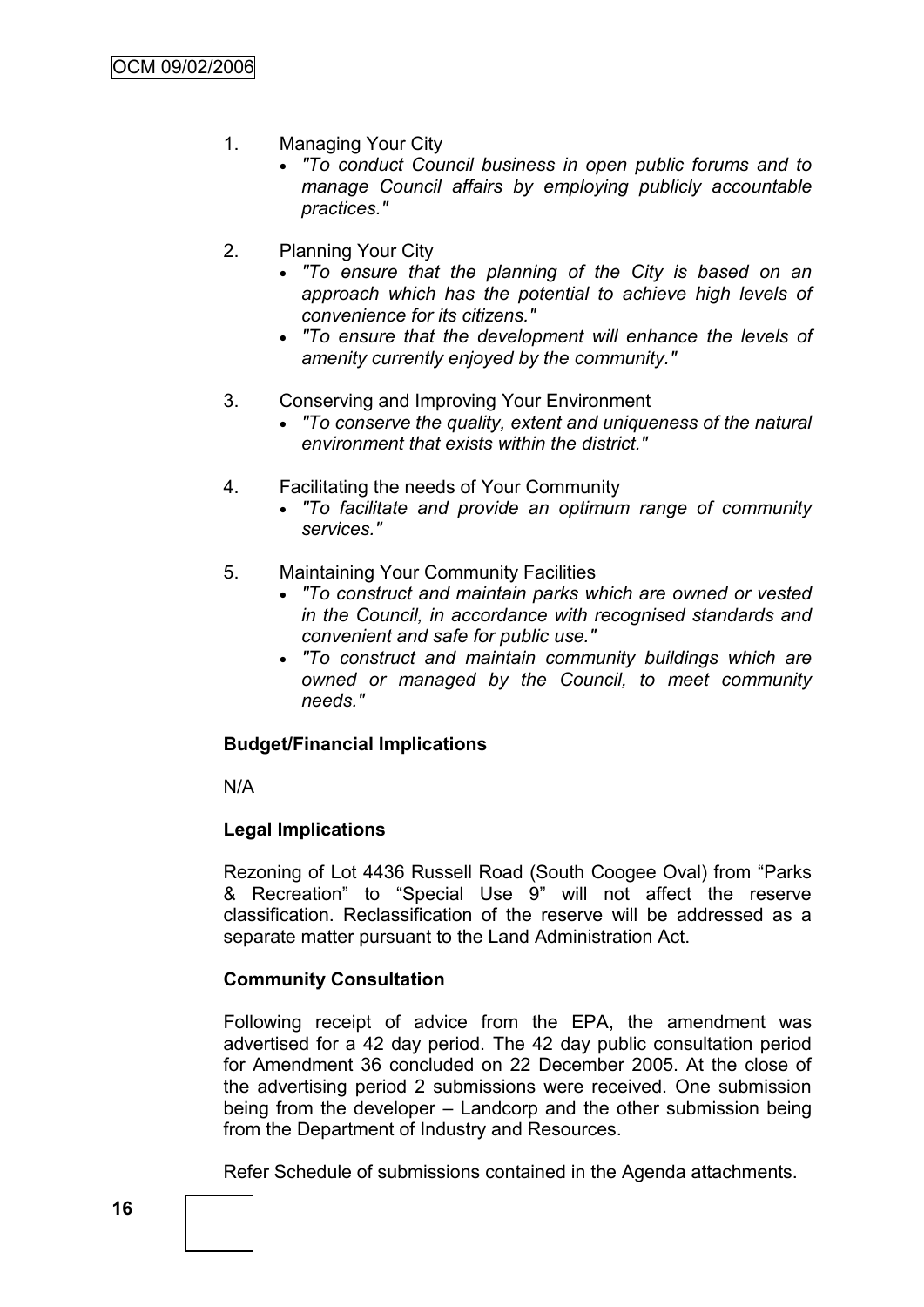1. Managing Your City
   - *"To conduct Council business in open public forums and to manage Council affairs by employing publicly accountable practices."*

2. Planning Your City
   - *"To ensure that the planning of the City is based on an approach which has the potential to achieve high levels of convenience for its citizens."*
   - *"To ensure that the development will enhance the levels of amenity currently enjoyed by the community."*

3. Conserving and Improving Your Environment
   - *"To conserve the quality, extent and uniqueness of the natural environment that exists within the district."*

4. Facilitating the needs of Your Community
   - *"To facilitate and provide an optimum range of community services."*

5. Maintaining Your Community Facilities
   - *"To construct and maintain parks which are owned or vested in the Council, in accordance with recognised standards and convenient and safe for public use."*
   - *"To construct and maintain community buildings which are owned or managed by the Council, to meet community needs."*

**Budget/Financial Implications**

N/A

**Legal Implications**

Rezoning of Lot 4436 Russell Road (South Coogee Oval) from "Parks & Recreation" to "Special Use 9" will not affect the reserve classification. Reclassification of the reserve will be addressed as a separate matter pursuant to the Land Administration Act.

**Community Consultation**

Following receipt of advice from the EPA, the amendment was advertised for a 42 day period. The 42 day public consultation period for Amendment 36 concluded on 22 December 2005. At the close of the advertising period 2 submissions were received. One submission being from the developer – Landcorp and the other submission being from the Department of Industry and Resources.

Refer Schedule of submissions contained in the Agenda attachments.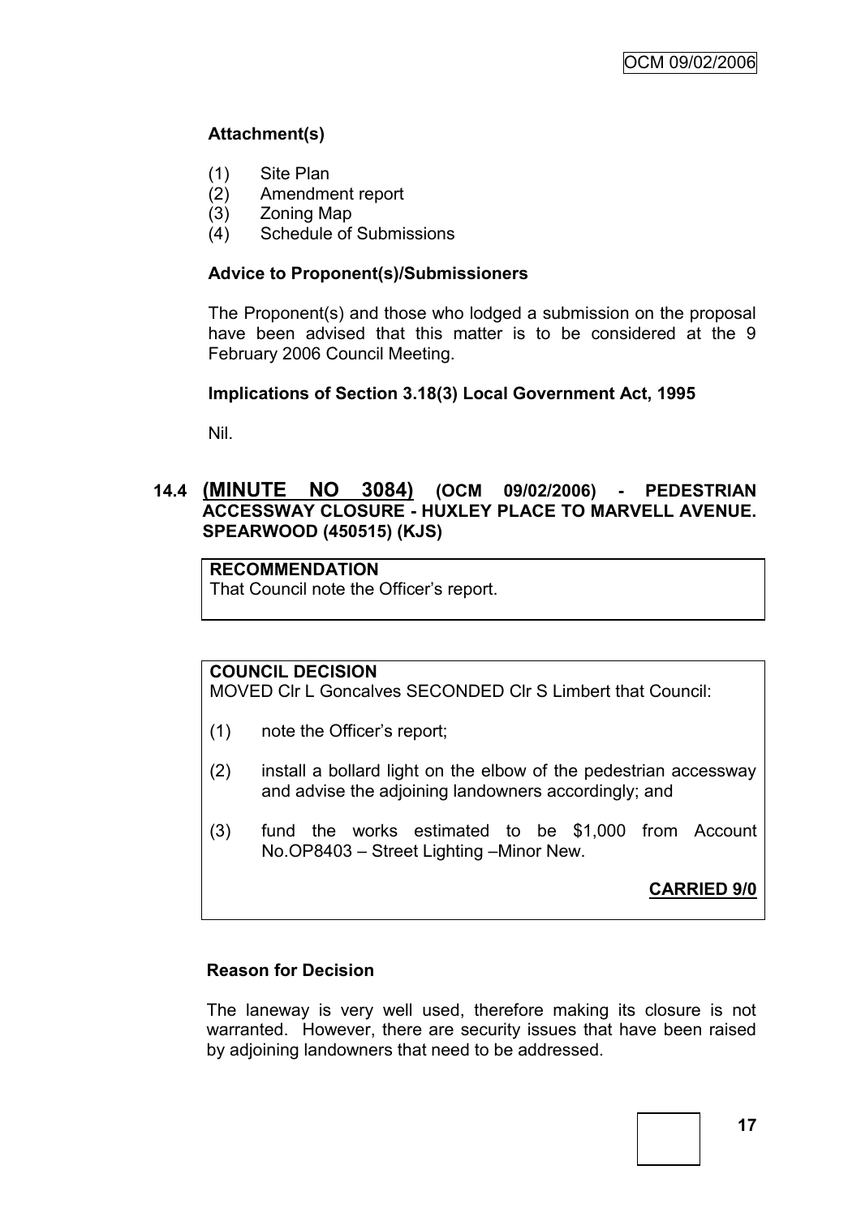### Attachment(s)

(1) Site Plan
(2) Amendment report
(3) Zoning Map
(4) Schedule of Submissions

### Advice to Proponent(s)/Submissioners

The Proponent(s) and those who lodged a submission on the proposal have been advised that this matter is to be considered at the 9 February 2006 Council Meeting.

### Implications of Section 3.18(3) Local Government Act, 1995

Nil.

## 14.4 (MINUTE NO 3084) (OCM 09/02/2006) - PEDESTRIAN ACCESSWAY CLOSURE - HUXLEY PLACE TO MARVELL AVENUE. SPEARWOOD (450515) (KJS)

**RECOMMENDATION**
That Council note the Officer's report.

**COUNCIL DECISION**
MOVED Clr L Goncalves SECONDED Clr S Limbert that Council:

(1) note the Officer's report;

(2) install a bollard light on the elbow of the pedestrian accessway and advise the adjoining landowners accordingly; and

(3) fund the works estimated to be $1,000 from Account No.OP8403 – Street Lighting –Minor New.

**CARRIED 9/0**

### Reason for Decision

The laneway is very well used, therefore making its closure is not warranted. However, there are security issues that have been raised by adjoining landowners that need to be addressed.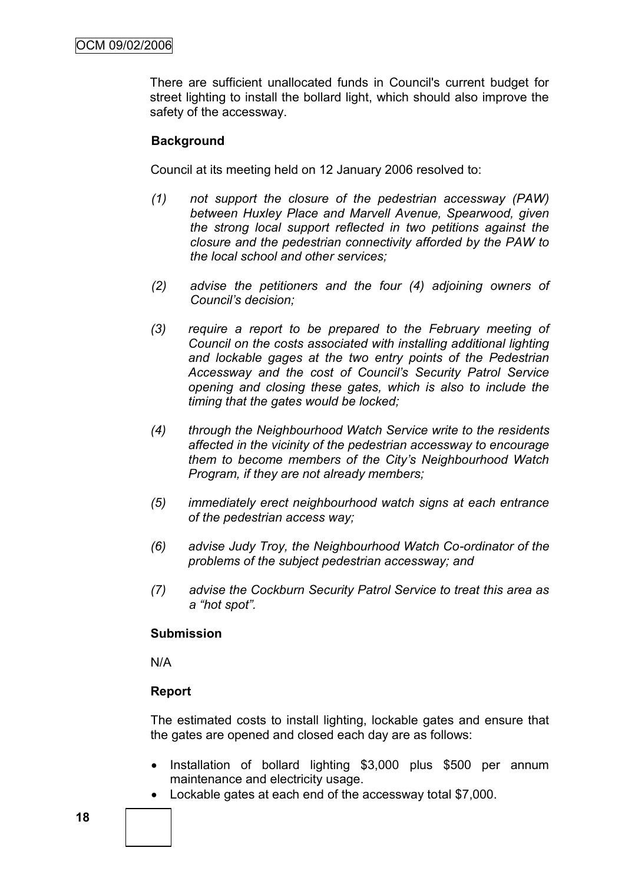There are sufficient unallocated funds in Council's current budget for street lighting to install the bollard light, which should also improve the safety of the accessway.

**Background**

Council at its meeting held on 12 January 2006 resolved to:

*(1) not support the closure of the pedestrian accessway (PAW) between Huxley Place and Marvell Avenue, Spearwood, given the strong local support reflected in two petitions against the closure and the pedestrian connectivity afforded by the PAW to the local school and other services;*

*(2) advise the petitioners and the four (4) adjoining owners of Council's decision;*

*(3) require a report to be prepared to the February meeting of Council on the costs associated with installing additional lighting and lockable gages at the two entry points of the Pedestrian Accessway and the cost of Council's Security Patrol Service opening and closing these gates, which is also to include the timing that the gates would be locked;*

*(4) through the Neighbourhood Watch Service write to the residents affected in the vicinity of the pedestrian accessway to encourage them to become members of the City's Neighbourhood Watch Program, if they are not already members;*

*(5) immediately erect neighbourhood watch signs at each entrance of the pedestrian access way;*

*(6) advise Judy Troy, the Neighbourhood Watch Co-ordinator of the problems of the subject pedestrian accessway; and*

*(7) advise the Cockburn Security Patrol Service to treat this area as a "hot spot".*

**Submission**

N/A

**Report**

The estimated costs to install lighting, lockable gates and ensure that the gates are opened and closed each day are as follows:

- Installation of bollard lighting $3,000 plus $500 per annum maintenance and electricity usage.
- Lockable gates at each end of the accessway total $7,000.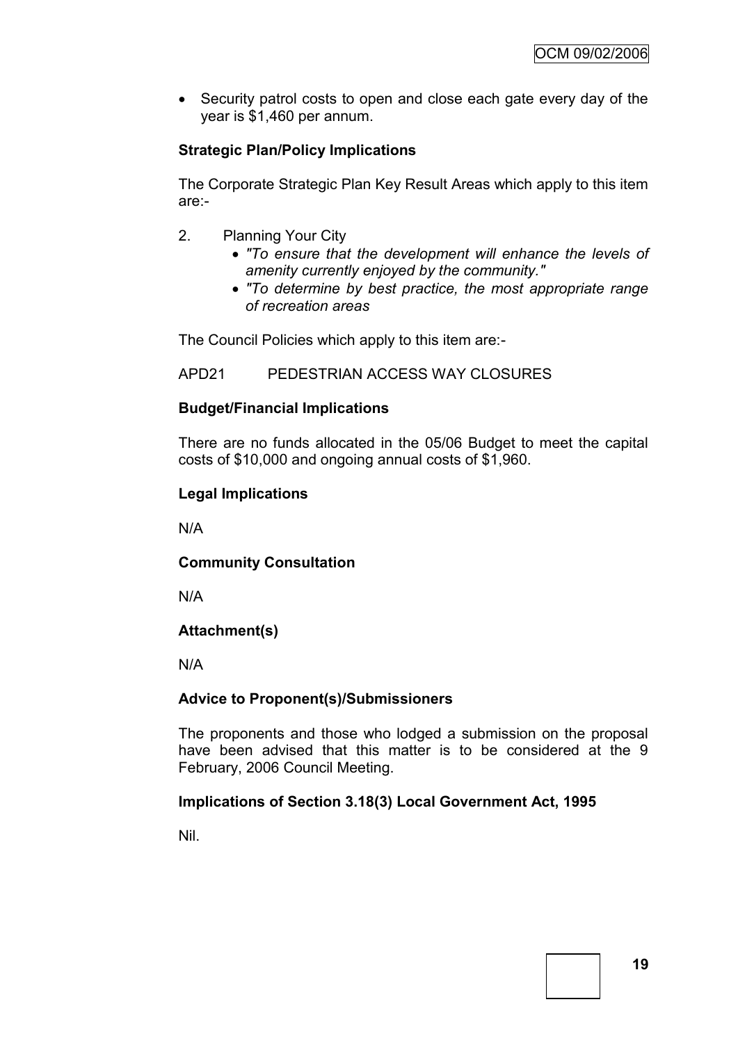- Security patrol costs to open and close each gate every day of the year is $1,460 per annum.

**Strategic Plan/Policy Implications**

The Corporate Strategic Plan Key Result Areas which apply to this item are:-

2. Planning Your City
   - *"To ensure that the development will enhance the levels of amenity currently enjoyed by the community."*
   - *"To determine by best practice, the most appropriate range of recreation areas*

The Council Policies which apply to this item are:-

APD21 PEDESTRIAN ACCESS WAY CLOSURES

**Budget/Financial Implications**

There are no funds allocated in the 05/06 Budget to meet the capital costs of $10,000 and ongoing annual costs of $1,960.

**Legal Implications**

N/A

**Community Consultation**

N/A

**Attachment(s)**

N/A

**Advice to Proponent(s)/Submissioners**

The proponents and those who lodged a submission on the proposal have been advised that this matter is to be considered at the 9 February, 2006 Council Meeting.

**Implications of Section 3.18(3) Local Government Act, 1995**

Nil.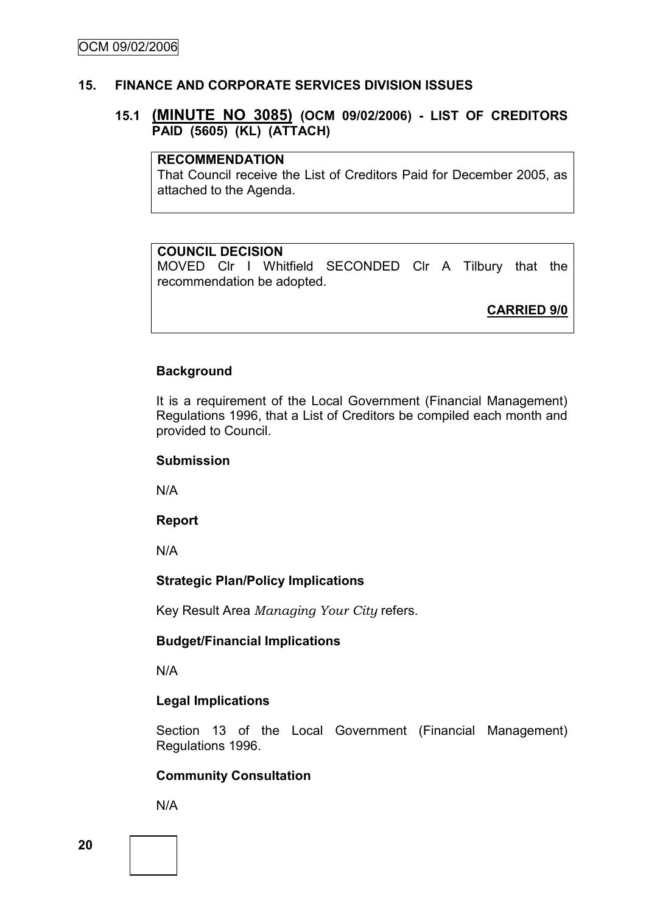## 15. FINANCE AND CORPORATE SERVICES DIVISION ISSUES

### 15.1 (MINUTE NO 3085) (OCM 09/02/2006) - LIST OF CREDITORS PAID (5605) (KL) (ATTACH)

**RECOMMENDATION**
That Council receive the List of Creditors Paid for December 2005, as attached to the Agenda.

**COUNCIL DECISION**
MOVED Clr I Whitfield SECONDED Clr A Tilbury that the recommendation be adopted.

**CARRIED 9/0**

**Background**

It is a requirement of the Local Government (Financial Management) Regulations 1996, that a List of Creditors be compiled each month and provided to Council.

**Submission**

N/A

**Report**

N/A

**Strategic Plan/Policy Implications**

Key Result Area *Managing Your City* refers.

**Budget/Financial Implications**

N/A

**Legal Implications**

Section 13 of the Local Government (Financial Management) Regulations 1996.

**Community Consultation**

N/A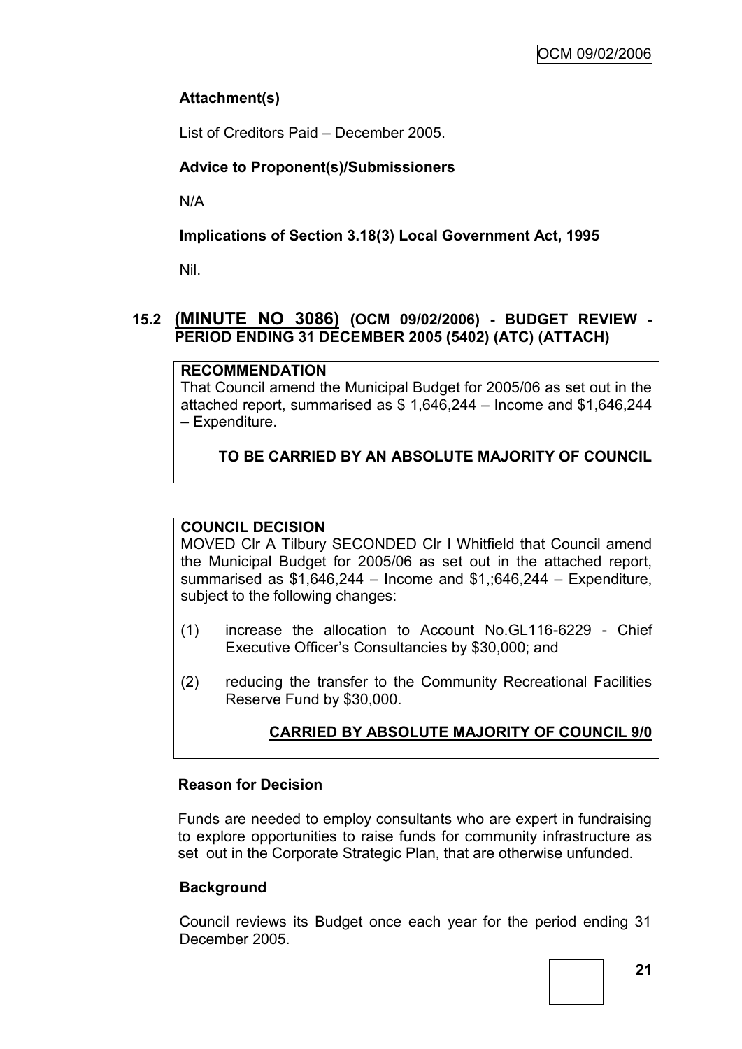**Attachment(s)**

List of Creditors Paid – December 2005.

**Advice to Proponent(s)/Submissioners**

N/A

**Implications of Section 3.18(3) Local Government Act, 1995**

Nil.

## 15.2 (MINUTE NO 3086) (OCM 09/02/2006) - BUDGET REVIEW - PERIOD ENDING 31 DECEMBER 2005 (5402) (ATC) (ATTACH)

**RECOMMENDATION**

That Council amend the Municipal Budget for 2005/06 as set out in the attached report, summarised as $ 1,646,244 – Income and $1,646,244 – Expenditure.

**TO BE CARRIED BY AN ABSOLUTE MAJORITY OF COUNCIL**

**COUNCIL DECISION**

MOVED Clr A Tilbury SECONDED Clr I Whitfield that Council amend the Municipal Budget for 2005/06 as set out in the attached report, summarised as $1,646,244 – Income and $1,;646,244 – Expenditure, subject to the following changes:

(1) increase the allocation to Account No.GL116-6229 - Chief Executive Officer's Consultancies by $30,000; and

(2) reducing the transfer to the Community Recreational Facilities Reserve Fund by $30,000.

**CARRIED BY ABSOLUTE MAJORITY OF COUNCIL 9/0**

**Reason for Decision**

Funds are needed to employ consultants who are expert in fundraising to explore opportunities to raise funds for community infrastructure as set out in the Corporate Strategic Plan, that are otherwise unfunded.

**Background**

Council reviews its Budget once each year for the period ending 31 December 2005.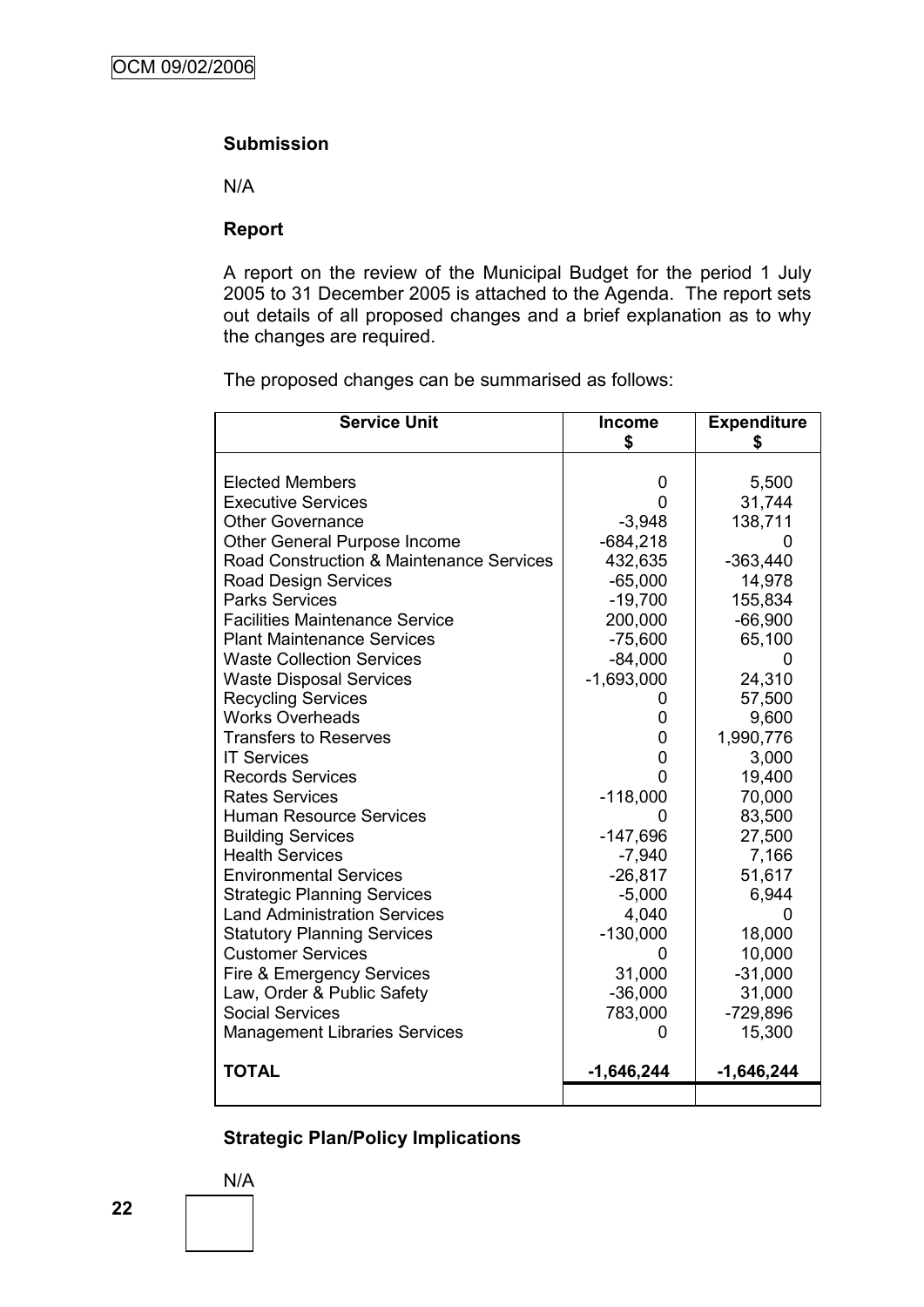### Submission

N/A

### Report

A report on the review of the Municipal Budget for the period 1 July 2005 to 31 December 2005 is attached to the Agenda. The report sets out details of all proposed changes and a brief explanation as to why the changes are required.

The proposed changes can be summarised as follows:

| Service Unit | Income $ | Expenditure $ |
|---|---|---|
| Elected Members | 0 | 5,500 |
| Executive Services | 0 | 31,744 |
| Other Governance | -3,948 | 138,711 |
| Other General Purpose Income | -684,218 | 0 |
| Road Construction & Maintenance Services | 432,635 | -363,440 |
| Road Design Services | -65,000 | 14,978 |
| Parks Services | -19,700 | 155,834 |
| Facilities Maintenance Service | 200,000 | -66,900 |
| Plant Maintenance Services | -75,600 | 65,100 |
| Waste Collection Services | -84,000 | 0 |
| Waste Disposal Services | -1,693,000 | 24,310 |
| Recycling Services | 0 | 57,500 |
| Works Overheads | 0 | 9,600 |
| Transfers to Reserves | 0 | 1,990,776 |
| IT Services | 0 | 3,000 |
| Records Services | 0 | 19,400 |
| Rates Services | -118,000 | 70,000 |
| Human Resource Services | 0 | 83,500 |
| Building Services | -147,696 | 27,500 |
| Health Services | -7,940 | 7,166 |
| Environmental Services | -26,817 | 51,617 |
| Strategic Planning Services | -5,000 | 6,944 |
| Land Administration Services | 4,040 | 0 |
| Statutory Planning Services | -130,000 | 18,000 |
| Customer Services | 0 | 10,000 |
| Fire & Emergency Services | 31,000 | -31,000 |
| Law, Order & Public Safety | -36,000 | 31,000 |
| Social Services | 783,000 | -729,896 |
| Management Libraries Services | 0 | 15,300 |
| **TOTAL** | **-1,646,244** | **-1,646,244** |

### Strategic Plan/Policy Implications

N/A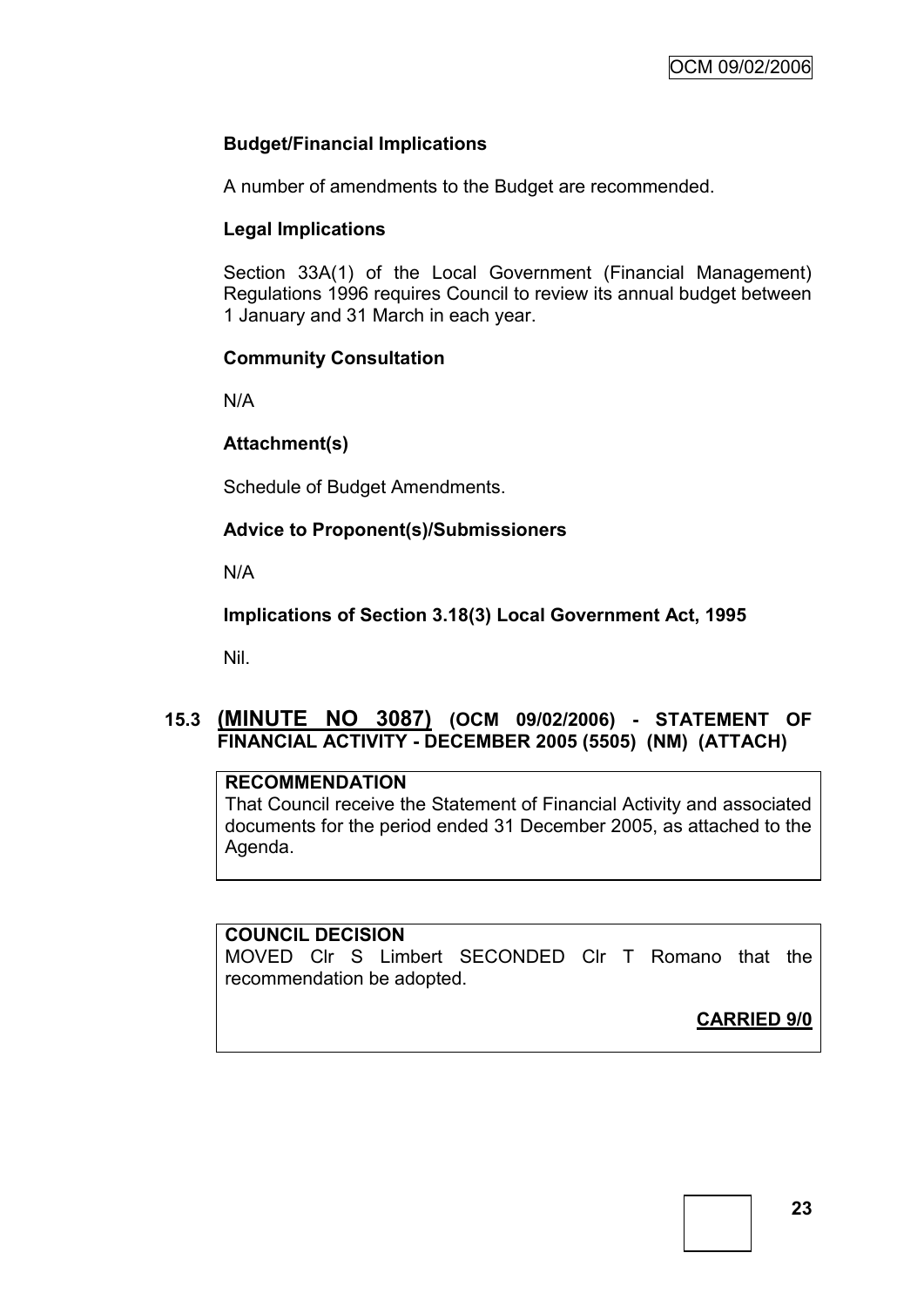**Budget/Financial Implications**

A number of amendments to the Budget are recommended.

**Legal Implications**

Section 33A(1) of the Local Government (Financial Management) Regulations 1996 requires Council to review its annual budget between 1 January and 31 March in each year.

**Community Consultation**

N/A

**Attachment(s)**

Schedule of Budget Amendments.

**Advice to Proponent(s)/Submissioners**

N/A

**Implications of Section 3.18(3) Local Government Act, 1995**

Nil.

## 15.3 (MINUTE NO 3087) (OCM 09/02/2006) - STATEMENT OF FINANCIAL ACTIVITY - DECEMBER 2005 (5505) (NM) (ATTACH)

**RECOMMENDATION**
That Council receive the Statement of Financial Activity and associated documents for the period ended 31 December 2005, as attached to the Agenda.

**COUNCIL DECISION**
MOVED Clr S Limbert SECONDED Clr T Romano that the recommendation be adopted.

**CARRIED 9/0**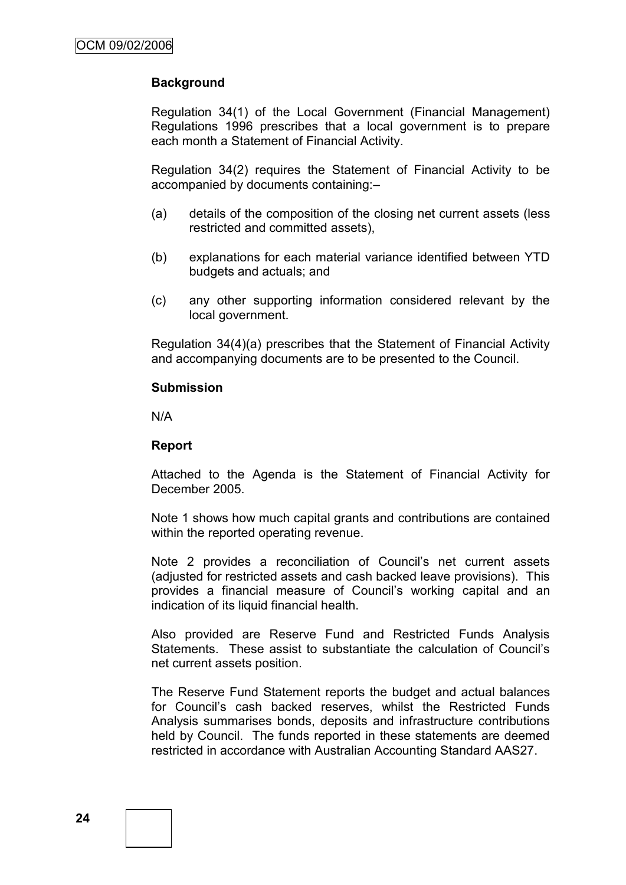**Background**

Regulation 34(1) of the Local Government (Financial Management) Regulations 1996 prescribes that a local government is to prepare each month a Statement of Financial Activity.

Regulation 34(2) requires the Statement of Financial Activity to be accompanied by documents containing:–

(a) details of the composition of the closing net current assets (less restricted and committed assets),

(b) explanations for each material variance identified between YTD budgets and actuals; and

(c) any other supporting information considered relevant by the local government.

Regulation 34(4)(a) prescribes that the Statement of Financial Activity and accompanying documents are to be presented to the Council.

**Submission**

N/A

**Report**

Attached to the Agenda is the Statement of Financial Activity for December 2005.

Note 1 shows how much capital grants and contributions are contained within the reported operating revenue.

Note 2 provides a reconciliation of Council's net current assets (adjusted for restricted assets and cash backed leave provisions). This provides a financial measure of Council's working capital and an indication of its liquid financial health.

Also provided are Reserve Fund and Restricted Funds Analysis Statements. These assist to substantiate the calculation of Council's net current assets position.

The Reserve Fund Statement reports the budget and actual balances for Council's cash backed reserves, whilst the Restricted Funds Analysis summarises bonds, deposits and infrastructure contributions held by Council. The funds reported in these statements are deemed restricted in accordance with Australian Accounting Standard AAS27.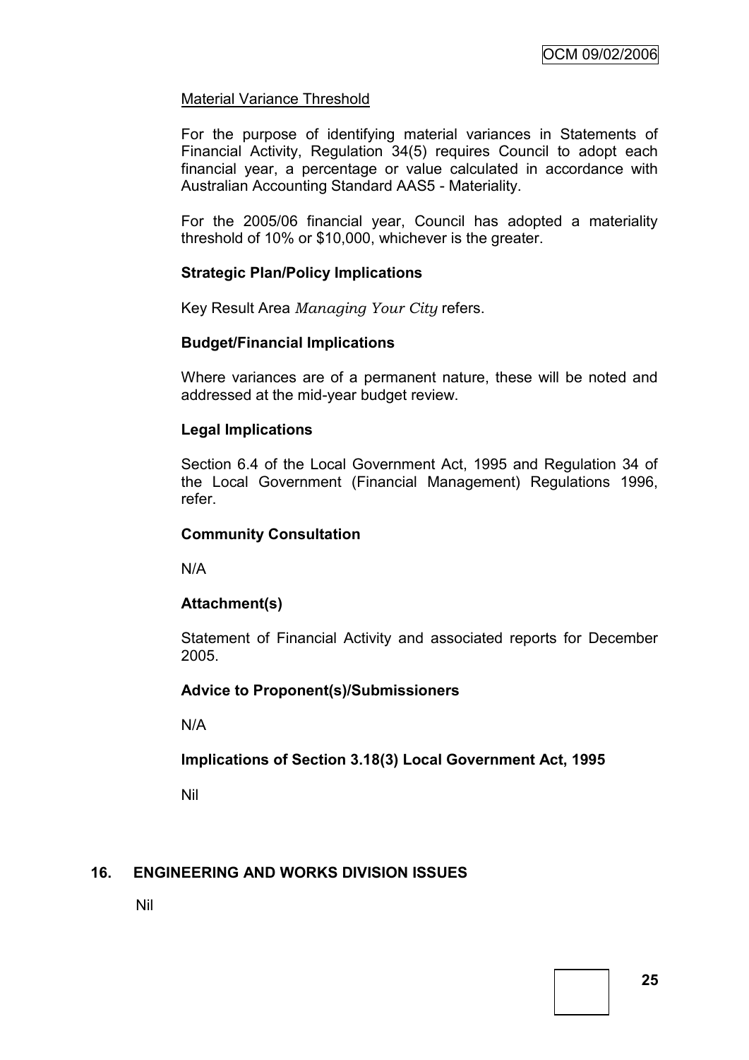Material Variance Threshold

For the purpose of identifying material variances in Statements of Financial Activity, Regulation 34(5) requires Council to adopt each financial year, a percentage or value calculated in accordance with Australian Accounting Standard AAS5 - Materiality.

For the 2005/06 financial year, Council has adopted a materiality threshold of 10% or $10,000, whichever is the greater.

**Strategic Plan/Policy Implications**

Key Result Area *Managing Your City* refers.

**Budget/Financial Implications**

Where variances are of a permanent nature, these will be noted and addressed at the mid-year budget review.

**Legal Implications**

Section 6.4 of the Local Government Act, 1995 and Regulation 34 of the Local Government (Financial Management) Regulations 1996, refer.

**Community Consultation**

N/A

**Attachment(s)**

Statement of Financial Activity and associated reports for December 2005.

**Advice to Proponent(s)/Submissioners**

N/A

**Implications of Section 3.18(3) Local Government Act, 1995**

Nil

## 16. ENGINEERING AND WORKS DIVISION ISSUES

Nil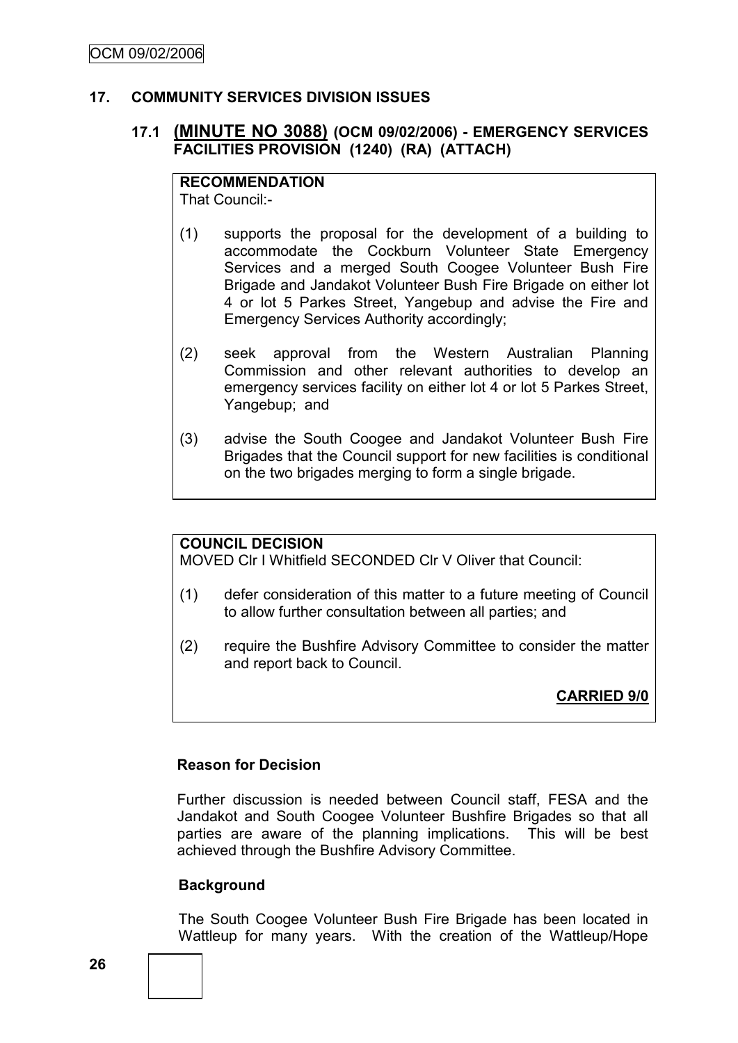## 17. COMMUNITY SERVICES DIVISION ISSUES

### 17.1 (MINUTE NO 3088) (OCM 09/02/2006) - EMERGENCY SERVICES FACILITIES PROVISION (1240) (RA) (ATTACH)

**RECOMMENDATION**
That Council:-

(1) supports the proposal for the development of a building to accommodate the Cockburn Volunteer State Emergency Services and a merged South Coogee Volunteer Bush Fire Brigade and Jandakot Volunteer Bush Fire Brigade on either lot 4 or lot 5 Parkes Street, Yangebup and advise the Fire and Emergency Services Authority accordingly;

(2) seek approval from the Western Australian Planning Commission and other relevant authorities to develop an emergency services facility on either lot 4 or lot 5 Parkes Street, Yangebup; and

(3) advise the South Coogee and Jandakot Volunteer Bush Fire Brigades that the Council support for new facilities is conditional on the two brigades merging to form a single brigade.

**COUNCIL DECISION**
MOVED Clr I Whitfield SECONDED Clr V Oliver that Council:

(1) defer consideration of this matter to a future meeting of Council to allow further consultation between all parties; and

(2) require the Bushfire Advisory Committee to consider the matter and report back to Council.

**CARRIED 9/0**

**Reason for Decision**

Further discussion is needed between Council staff, FESA and the Jandakot and South Coogee Volunteer Bushfire Brigades so that all parties are aware of the planning implications. This will be best achieved through the Bushfire Advisory Committee.

**Background**

The South Coogee Volunteer Bush Fire Brigade has been located in Wattleup for many years. With the creation of the Wattleup/Hope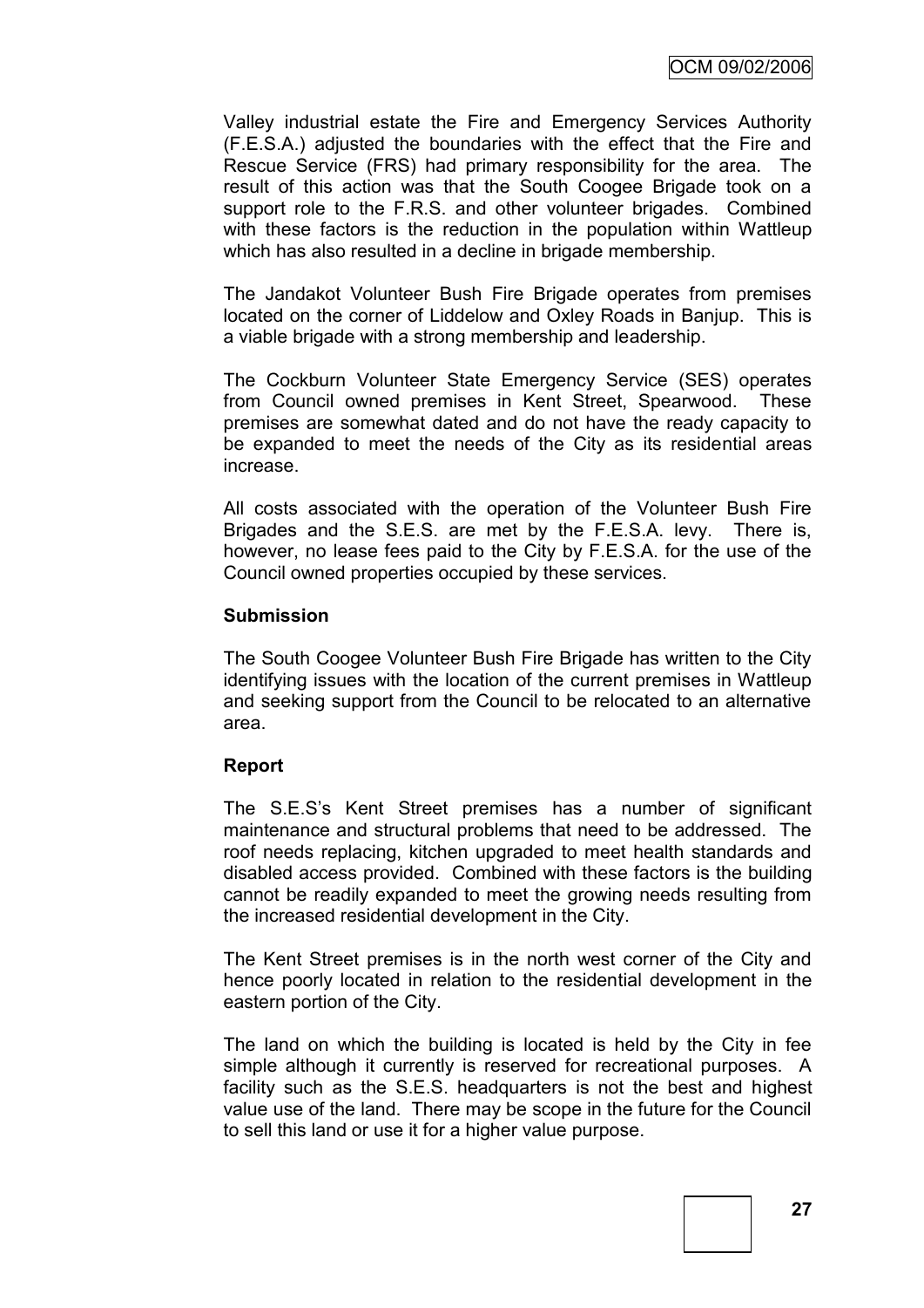Valley industrial estate the Fire and Emergency Services Authority (F.E.S.A.) adjusted the boundaries with the effect that the Fire and Rescue Service (FRS) had primary responsibility for the area. The result of this action was that the South Coogee Brigade took on a support role to the F.R.S. and other volunteer brigades. Combined with these factors is the reduction in the population within Wattleup which has also resulted in a decline in brigade membership.

The Jandakot Volunteer Bush Fire Brigade operates from premises located on the corner of Liddelow and Oxley Roads in Banjup. This is a viable brigade with a strong membership and leadership.

The Cockburn Volunteer State Emergency Service (SES) operates from Council owned premises in Kent Street, Spearwood. These premises are somewhat dated and do not have the ready capacity to be expanded to meet the needs of the City as its residential areas increase.

All costs associated with the operation of the Volunteer Bush Fire Brigades and the S.E.S. are met by the F.E.S.A. levy. There is, however, no lease fees paid to the City by F.E.S.A. for the use of the Council owned properties occupied by these services.

**Submission**

The South Coogee Volunteer Bush Fire Brigade has written to the City identifying issues with the location of the current premises in Wattleup and seeking support from the Council to be relocated to an alternative area.

**Report**

The S.E.S's Kent Street premises has a number of significant maintenance and structural problems that need to be addressed. The roof needs replacing, kitchen upgraded to meet health standards and disabled access provided. Combined with these factors is the building cannot be readily expanded to meet the growing needs resulting from the increased residential development in the City.

The Kent Street premises is in the north west corner of the City and hence poorly located in relation to the residential development in the eastern portion of the City.

The land on which the building is located is held by the City in fee simple although it currently is reserved for recreational purposes. A facility such as the S.E.S. headquarters is not the best and highest value use of the land. There may be scope in the future for the Council to sell this land or use it for a higher value purpose.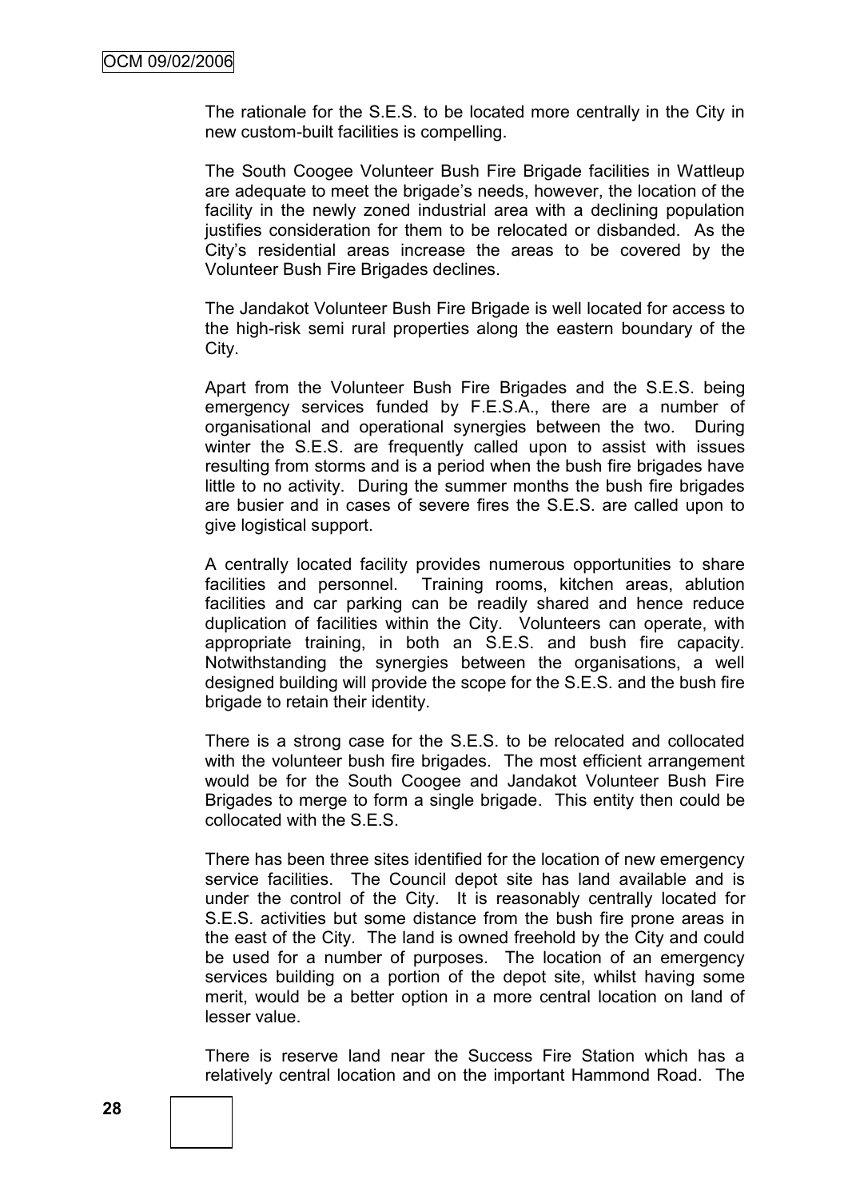The rationale for the S.E.S. to be located more centrally in the City in new custom-built facilities is compelling.

The South Coogee Volunteer Bush Fire Brigade facilities in Wattleup are adequate to meet the brigade's needs, however, the location of the facility in the newly zoned industrial area with a declining population justifies consideration for them to be relocated or disbanded. As the City's residential areas increase the areas to be covered by the Volunteer Bush Fire Brigades declines.

The Jandakot Volunteer Bush Fire Brigade is well located for access to the high-risk semi rural properties along the eastern boundary of the City.

Apart from the Volunteer Bush Fire Brigades and the S.E.S. being emergency services funded by F.E.S.A., there are a number of organisational and operational synergies between the two. During winter the S.E.S. are frequently called upon to assist with issues resulting from storms and is a period when the bush fire brigades have little to no activity. During the summer months the bush fire brigades are busier and in cases of severe fires the S.E.S. are called upon to give logistical support.

A centrally located facility provides numerous opportunities to share facilities and personnel. Training rooms, kitchen areas, ablution facilities and car parking can be readily shared and hence reduce duplication of facilities within the City. Volunteers can operate, with appropriate training, in both an S.E.S. and bush fire capacity. Notwithstanding the synergies between the organisations, a well designed building will provide the scope for the S.E.S. and the bush fire brigade to retain their identity.

There is a strong case for the S.E.S. to be relocated and collocated with the volunteer bush fire brigades. The most efficient arrangement would be for the South Coogee and Jandakot Volunteer Bush Fire Brigades to merge to form a single brigade. This entity then could be collocated with the S.E.S.

There has been three sites identified for the location of new emergency service facilities. The Council depot site has land available and is under the control of the City. It is reasonably centrally located for S.E.S. activities but some distance from the bush fire prone areas in the east of the City. The land is owned freehold by the City and could be used for a number of purposes. The location of an emergency services building on a portion of the depot site, whilst having some merit, would be a better option in a more central location on land of lesser value.

There is reserve land near the Success Fire Station which has a relatively central location and on the important Hammond Road. The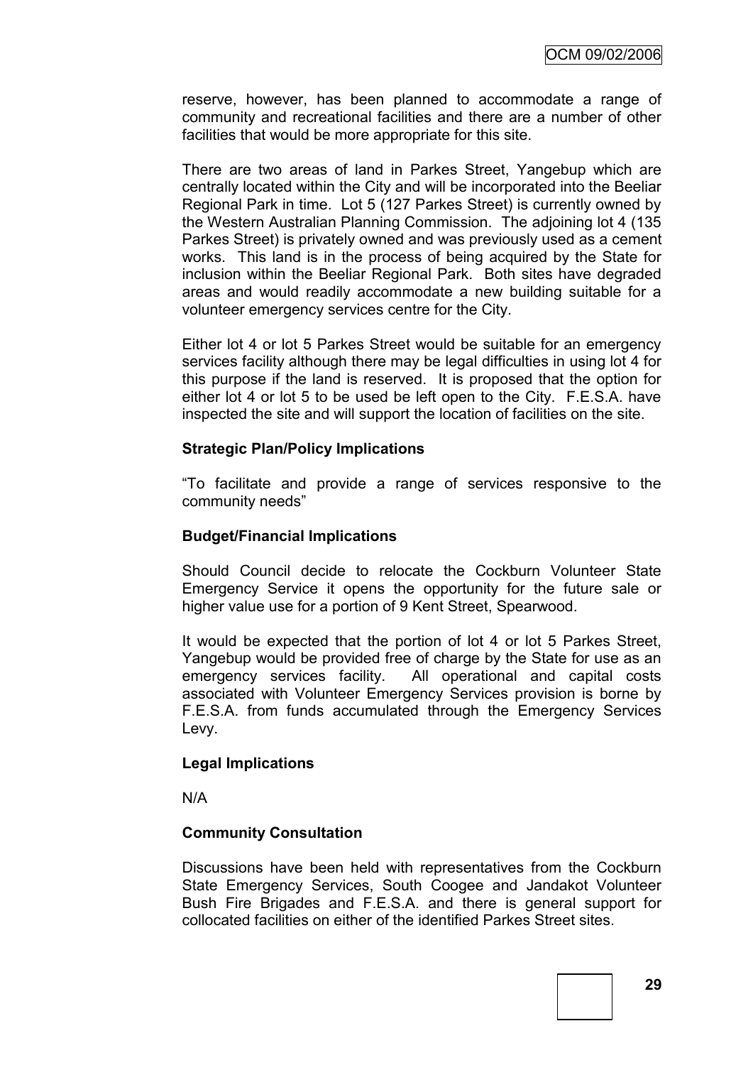reserve, however, has been planned to accommodate a range of community and recreational facilities and there are a number of other facilities that would be more appropriate for this site.

There are two areas of land in Parkes Street, Yangebup which are centrally located within the City and will be incorporated into the Beeliar Regional Park in time. Lot 5 (127 Parkes Street) is currently owned by the Western Australian Planning Commission. The adjoining lot 4 (135 Parkes Street) is privately owned and was previously used as a cement works. This land is in the process of being acquired by the State for inclusion within the Beeliar Regional Park. Both sites have degraded areas and would readily accommodate a new building suitable for a volunteer emergency services centre for the City.

Either lot 4 or lot 5 Parkes Street would be suitable for an emergency services facility although there may be legal difficulties in using lot 4 for this purpose if the land is reserved. It is proposed that the option for either lot 4 or lot 5 to be used be left open to the City. F.E.S.A. have inspected the site and will support the location of facilities on the site.

**Strategic Plan/Policy Implications**

"To facilitate and provide a range of services responsive to the community needs"

**Budget/Financial Implications**

Should Council decide to relocate the Cockburn Volunteer State Emergency Service it opens the opportunity for the future sale or higher value use for a portion of 9 Kent Street, Spearwood.

It would be expected that the portion of lot 4 or lot 5 Parkes Street, Yangebup would be provided free of charge by the State for use as an emergency services facility. All operational and capital costs associated with Volunteer Emergency Services provision is borne by F.E.S.A. from funds accumulated through the Emergency Services Levy.

**Legal Implications**

N/A

**Community Consultation**

Discussions have been held with representatives from the Cockburn State Emergency Services, South Coogee and Jandakot Volunteer Bush Fire Brigades and F.E.S.A. and there is general support for collocated facilities on either of the identified Parkes Street sites.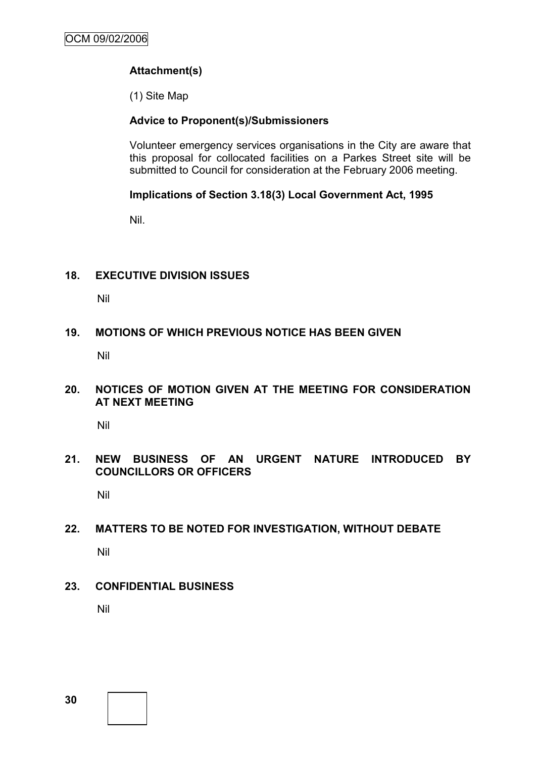**Attachment(s)**

(1) Site Map

**Advice to Proponent(s)/Submissioners**

Volunteer emergency services organisations in the City are aware that this proposal for collocated facilities on a Parkes Street site will be submitted to Council for consideration at the February 2006 meeting.

**Implications of Section 3.18(3) Local Government Act, 1995**

Nil.

## 18. EXECUTIVE DIVISION ISSUES

Nil

## 19. MOTIONS OF WHICH PREVIOUS NOTICE HAS BEEN GIVEN

Nil

## 20. NOTICES OF MOTION GIVEN AT THE MEETING FOR CONSIDERATION AT NEXT MEETING

Nil

## 21. NEW BUSINESS OF AN URGENT NATURE INTRODUCED BY COUNCILLORS OR OFFICERS

Nil

## 22. MATTERS TO BE NOTED FOR INVESTIGATION, WITHOUT DEBATE

Nil

## 23. CONFIDENTIAL BUSINESS

Nil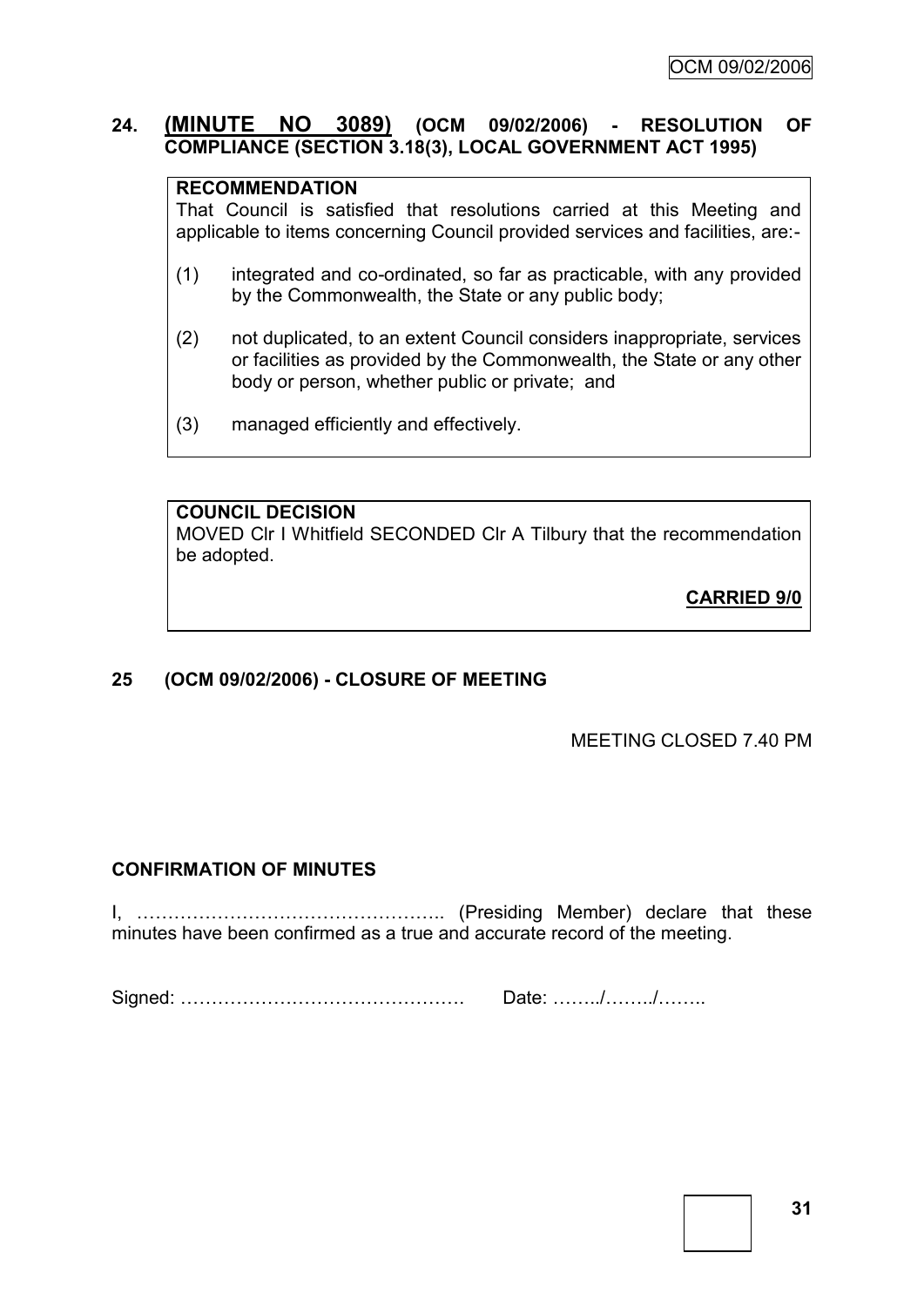## 24. (MINUTE NO 3089) (OCM 09/02/2006) - RESOLUTION OF COMPLIANCE (SECTION 3.18(3), LOCAL GOVERNMENT ACT 1995)

**RECOMMENDATION**

That Council is satisfied that resolutions carried at this Meeting and applicable to items concerning Council provided services and facilities, are:-

(1) integrated and co-ordinated, so far as practicable, with any provided by the Commonwealth, the State or any public body;

(2) not duplicated, to an extent Council considers inappropriate, services or facilities as provided by the Commonwealth, the State or any other body or person, whether public or private; and

(3) managed efficiently and effectively.

**COUNCIL DECISION**

MOVED Clr I Whitfield SECONDED Clr A Tilbury that the recommendation be adopted.

**CARRIED 9/0**

## 25 (OCM 09/02/2006) - CLOSURE OF MEETING

MEETING CLOSED 7.40 PM

**CONFIRMATION OF MINUTES**

I, ………………………………………….. (Presiding Member) declare that these minutes have been confirmed as a true and accurate record of the meeting.

Signed: ………………………………………. Date: ……../……../……..